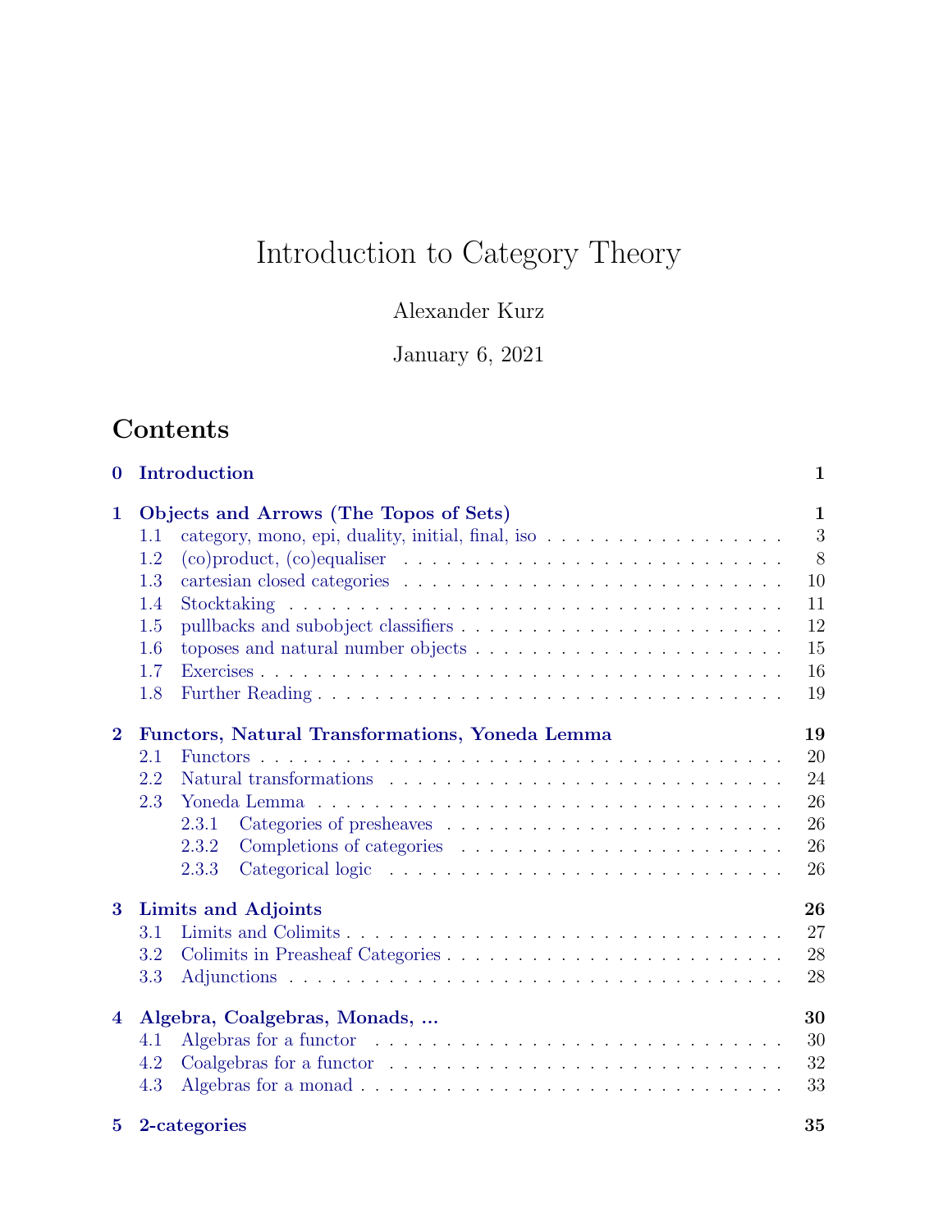# Introduction to Category Theory

Alexander Kurz

January 6, 2021

## Contents

- **0 Introduction** — 1
- **1 Objects and Arrows (The Topos of Sets)** — 1
  - 1.1 category, mono, epi, duality, initial, final, iso — 3
  - 1.2 (co)product, (co)equaliser — 8
  - 1.3 cartesian closed categories — 10
  - 1.4 Stocktaking — 11
  - 1.5 pullbacks and subobject classifiers — 12
  - 1.6 toposes and natural number objects — 15
  - 1.7 Exercises — 16
  - 1.8 Further Reading — 19
- **2 Functors, Natural Transformations, Yoneda Lemma** — 19
  - 2.1 Functors — 20
  - 2.2 Natural transformations — 24
  - 2.3 Yoneda Lemma — 26
    - 2.3.1 Categories of presheaves — 26
    - 2.3.2 Completions of categories — 26
    - 2.3.3 Categorical logic — 26
- **3 Limits and Adjoints** — 26
  - 3.1 Limits and Colimits — 27
  - 3.2 Colimits in Preasheaf Categories — 28
  - 3.3 Adjunctions — 28
- **4 Algebra, Coalgebras, Monads, ...** — 30
  - 4.1 Algebras for a functor — 30
  - 4.2 Coalgebras for a functor — 32
  - 4.3 Algebras for a monad — 33
- **5 2-categories** — 35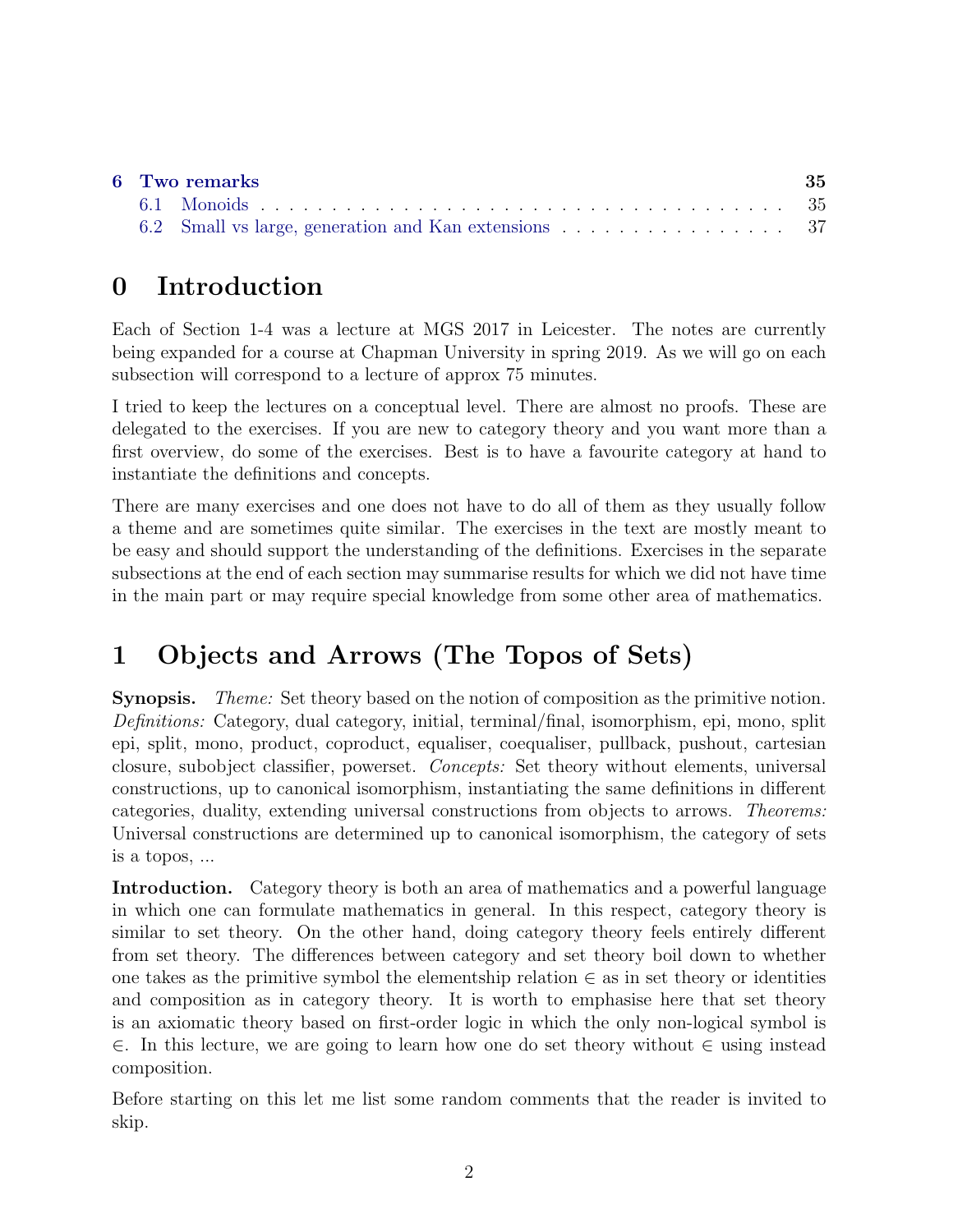| | | |
|---|---|---|
| **6** | **Two remarks** | **35** |
| 6.1 | Monoids | 35 |
| 6.2 | Small vs large, generation and Kan extensions | 37 |

# 0 Introduction

Each of Section 1-4 was a lecture at MGS 2017 in Leicester. The notes are currently being expanded for a course at Chapman University in spring 2019. As we will go on each subsection will correspond to a lecture of approx 75 minutes.

I tried to keep the lectures on a conceptual level. There are almost no proofs. These are delegated to the exercises. If you are new to category theory and you want more than a first overview, do some of the exercises. Best is to have a favourite category at hand to instantiate the definitions and concepts.

There are many exercises and one does not have to do all of them as they usually follow a theme and are sometimes quite similar. The exercises in the text are mostly meant to be easy and should support the understanding of the definitions. Exercises in the separate subsections at the end of each section may summarise results for which we did not have time in the main part or may require special knowledge from some other area of mathematics.

# 1 Objects and Arrows (The Topos of Sets)

**Synopsis.** *Theme:* Set theory based on the notion of composition as the primitive notion. *Definitions:* Category, dual category, initial, terminal/final, isomorphism, epi, mono, split epi, split, mono, product, coproduct, equaliser, coequaliser, pullback, pushout, cartesian closure, subobject classifier, powerset. *Concepts:* Set theory without elements, universal constructions, up to canonical isomorphism, instantiating the same definitions in different categories, duality, extending universal constructions from objects to arrows. *Theorems:* Universal constructions are determined up to canonical isomorphism, the category of sets is a topos, ...

**Introduction.** Category theory is both an area of mathematics and a powerful language in which one can formulate mathematics in general. In this respect, category theory is similar to set theory. On the other hand, doing category theory feels entirely different from set theory. The differences between category and set theory boil down to whether one takes as the primitive symbol the elementship relation $\in$ as in set theory or identities and composition as in category theory. It is worth to emphasise here that set theory is an axiomatic theory based on first-order logic in which the only non-logical symbol is $\in$. In this lecture, we are going to learn how one do set theory without $\in$ using instead composition.

Before starting on this let me list some random comments that the reader is invited to skip.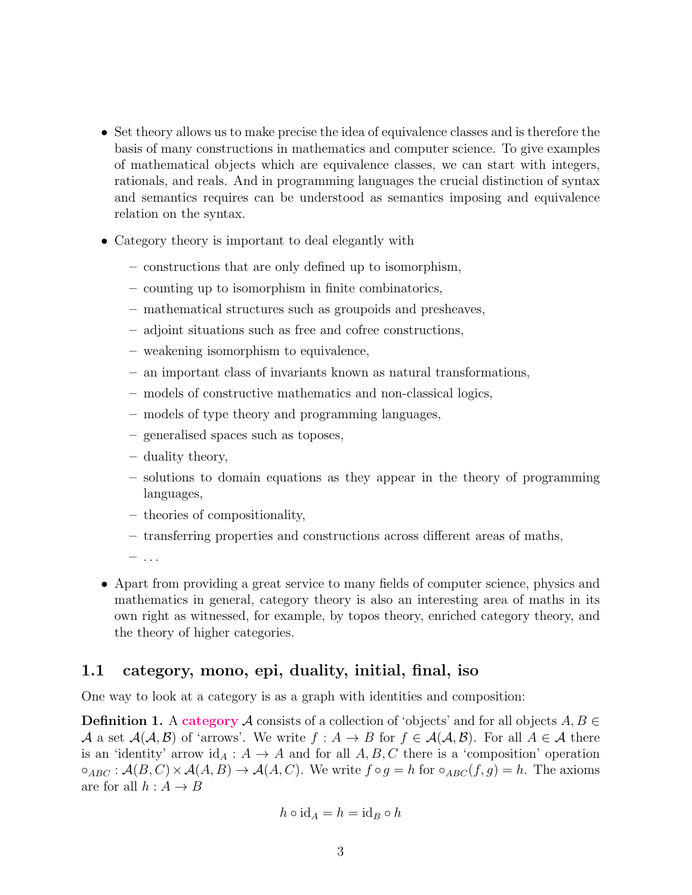- Set theory allows us to make precise the idea of equivalence classes and is therefore the basis of many constructions in mathematics and computer science. To give examples of mathematical objects which are equivalence classes, we can start with integers, rationals, and reals. And in programming languages the crucial distinction of syntax and semantics requires can be understood as semantics imposing and equivalence relation on the syntax.
- Category theory is important to deal elegantly with
  - constructions that are only defined up to isomorphism,
  - counting up to isomorphism in finite combinatorics,
  - mathematical structures such as groupoids and presheaves,
  - adjoint situations such as free and cofree constructions,
  - weakening isomorphism to equivalence,
  - an important class of invariants known as natural transformations,
  - models of constructive mathematics and non-classical logics,
  - models of type theory and programming languages,
  - generalised spaces such as toposes,
  - duality theory,
  - solutions to domain equations as they appear in the theory of programming languages,
  - theories of compositionality,
  - transferring properties and constructions across different areas of maths,
  - ...
- Apart from providing a great service to many fields of computer science, physics and mathematics in general, category theory is also an interesting area of maths in its own right as witnessed, for example, by topos theory, enriched category theory, and the theory of higher categories.

## 1.1 category, mono, epi, duality, initial, final, iso

One way to look at a category is as a graph with identities and composition:

**Definition 1.** A **category** $\mathcal{A}$ consists of a collection of 'objects' and for all objects $A, B \in \mathcal{A}$ a set $\mathcal{A}(\mathcal{A}, \mathcal{B})$ of 'arrows'. We write $f : A \to B$ for $f \in \mathcal{A}(\mathcal{A}, \mathcal{B})$. For all $A \in \mathcal{A}$ there is an 'identity' arrow $\mathrm{id}_A : A \to A$ and for all $A, B, C$ there is a 'composition' operation $\circ_{ABC} : \mathcal{A}(B, C) \times \mathcal{A}(A, B) \to \mathcal{A}(A, C)$. We write $f \circ g = h$ for $\circ_{ABC}(f, g) = h$. The axioms are for all $h : A \to B$

$$h \circ \mathrm{id}_A = h = \mathrm{id}_B \circ h$$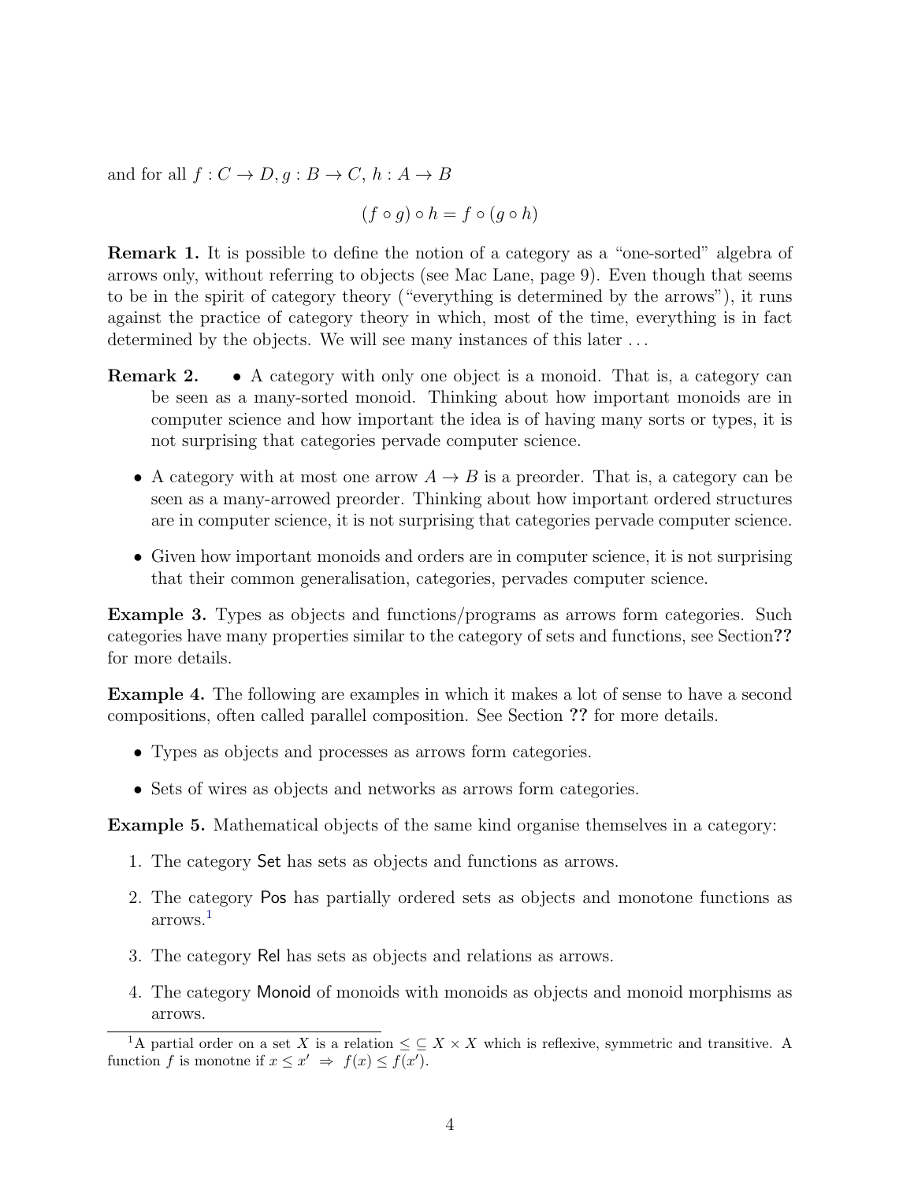and for all $f : C \to D, g : B \to C, h : A \to B$

$$(f \circ g) \circ h = f \circ (g \circ h)$$

**Remark 1.** It is possible to define the notion of a category as a "one-sorted" algebra of arrows only, without referring to objects (see Mac Lane, page 9). Even though that seems to be in the spirit of category theory ("everything is determined by the arrows"), it runs against the practice of category theory in which, most of the time, everything is in fact determined by the objects. We will see many instances of this later ...

**Remark 2.**

- A category with only one object is a monoid. That is, a category can be seen as a many-sorted monoid. Thinking about how important monoids are in computer science and how important the idea is of having many sorts or types, it is not surprising that categories pervade computer science.
- A category with at most one arrow $A \to B$ is a preorder. That is, a category can be seen as a many-arrowed preorder. Thinking about how important ordered structures are in computer science, it is not surprising that categories pervade computer science.
- Given how important monoids and orders are in computer science, it is not surprising that their common generalisation, categories, pervades computer science.

**Example 3.** Types as objects and functions/programs as arrows form categories. Such categories have many properties similar to the category of sets and functions, see Section**??** for more details.

**Example 4.** The following are examples in which it makes a lot of sense to have a second compositions, often called parallel composition. See Section **??** for more details.

- Types as objects and processes as arrows form categories.
- Sets of wires as objects and networks as arrows form categories.

**Example 5.** Mathematical objects of the same kind organise themselves in a category:

1. The category Set has sets as objects and functions as arrows.
2. The category Pos has partially ordered sets as objects and monotone functions as arrows.[1]
3. The category Rel has sets as objects and relations as arrows.
4. The category Monoid of monoids with monoids as objects and monoid morphisms as arrows.

[1] A partial order on a set $X$ is a relation $\leq \subseteq X \times X$ which is reflexive, symmetric and transitive. A function $f$ is monotne if $x \leq x' \Rightarrow f(x) \leq f(x')$.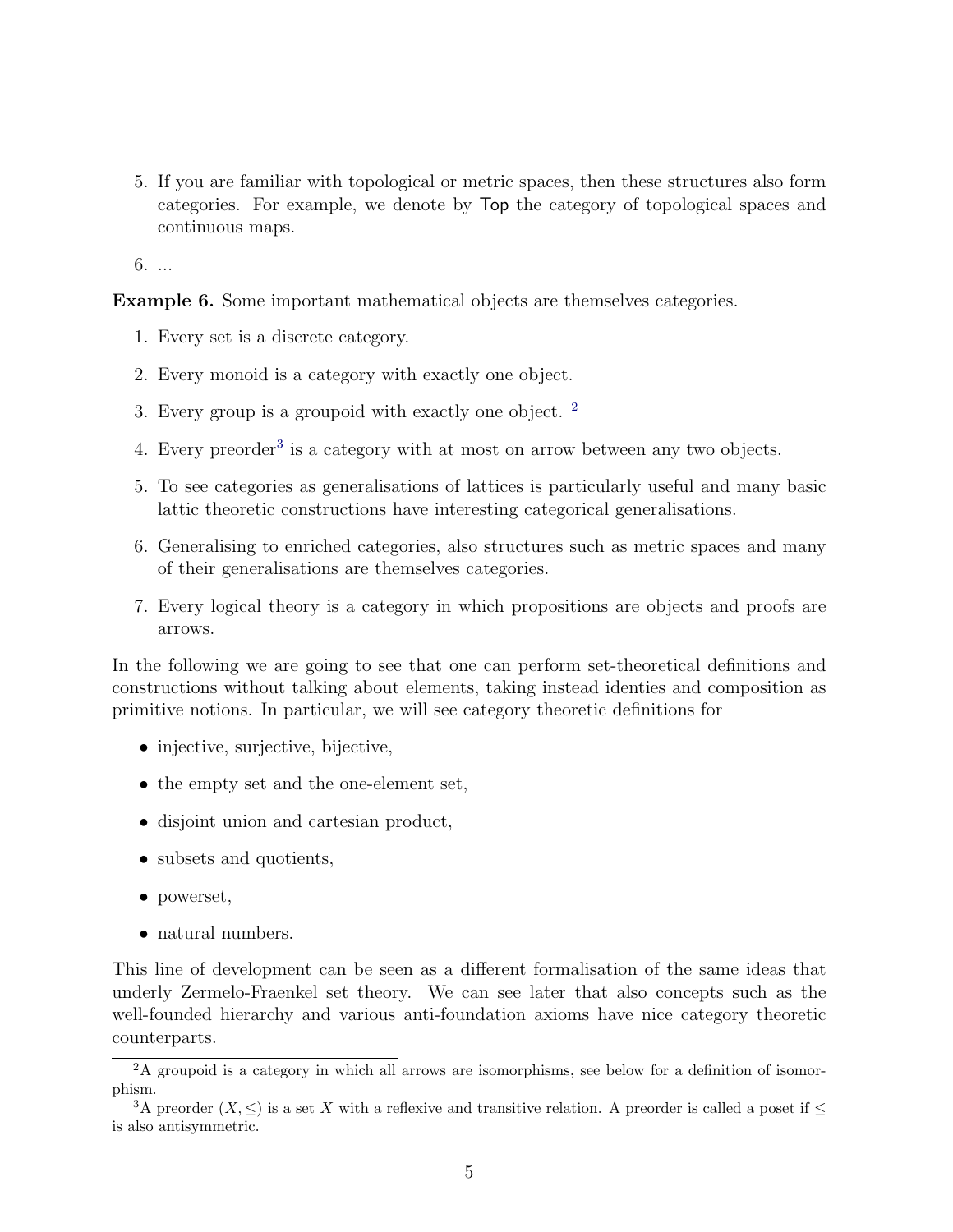5. If you are familiar with topological or metric spaces, then these structures also form categories. For example, we denote by Top the category of topological spaces and continuous maps.

6. ...

**Example 6.** Some important mathematical objects are themselves categories.

1. Every set is a discrete category.

2. Every monoid is a category with exactly one object.

3. Every group is a groupoid with exactly one object. [2]

4. Every preorder[3] is a category with at most on arrow between any two objects.

5. To see categories as generalisations of lattices is particularly useful and many basic lattic theoretic constructions have interesting categorical generalisations.

6. Generalising to enriched categories, also structures such as metric spaces and many of their generalisations are themselves categories.

7. Every logical theory is a category in which propositions are objects and proofs are arrows.

In the following we are going to see that one can perform set-theoretical definitions and constructions without talking about elements, taking instead identies and composition as primitive notions. In particular, we will see category theoretic definitions for

- injective, surjective, bijective,
- the empty set and the one-element set,
- disjoint union and cartesian product,
- subsets and quotients,
- powerset,
- natural numbers.

This line of development can be seen as a different formalisation of the same ideas that underly Zermelo-Fraenkel set theory. We can see later that also concepts such as the well-founded hierarchy and various anti-foundation axioms have nice category theoretic counterparts.

---

[2] A groupoid is a category in which all arrows are isomorphisms, see below for a definition of isomorphism.

[3] A preorder $(X, \leq)$ is a set $X$ with a reflexive and transitive relation. A preorder is called a poset if $\leq$ is also antisymmetric.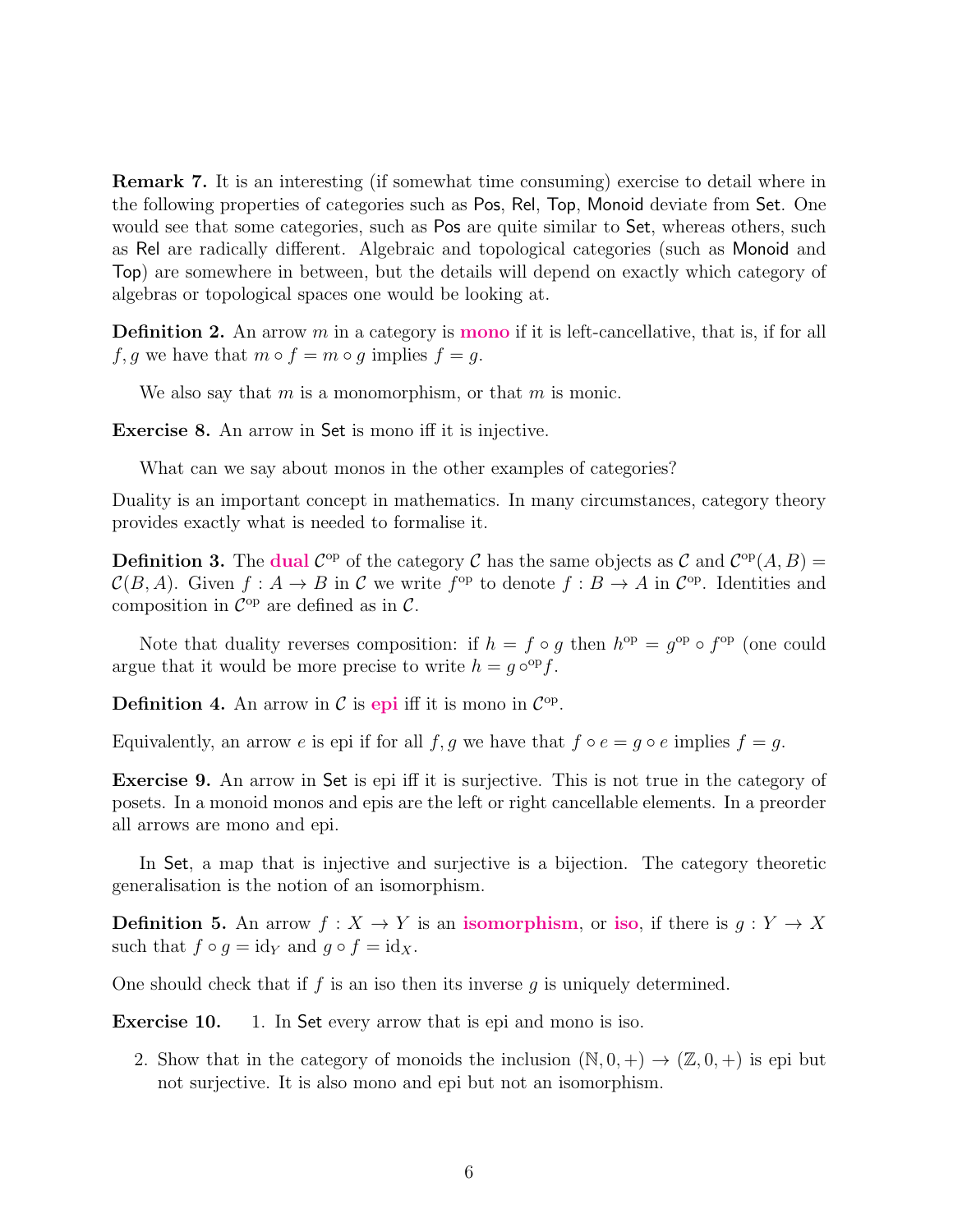**Remark 7.** It is an interesting (if somewhat time consuming) exercise to detail where in the following properties of categories such as Pos, Rel, Top, Monoid deviate from Set. One would see that some categories, such as Pos are quite similar to Set, whereas others, such as Rel are radically different. Algebraic and topological categories (such as Monoid and Top) are somewhere in between, but the details will depend on exactly which category of algebras or topological spaces one would be looking at.

**Definition 2.** An arrow $m$ in a category is **mono** if it is left-cancellative, that is, if for all $f, g$ we have that $m \circ f = m \circ g$ implies $f = g$.

We also say that $m$ is a monomorphism, or that $m$ is monic.

**Exercise 8.** An arrow in Set is mono iff it is injective.

What can we say about monos in the other examples of categories?

Duality is an important concept in mathematics. In many circumstances, category theory provides exactly what is needed to formalise it.

**Definition 3.** The dual $\mathcal{C}^{\mathrm{op}}$ of the category $\mathcal{C}$ has the same objects as $\mathcal{C}$ and $\mathcal{C}^{\mathrm{op}}(A, B) = \mathcal{C}(B, A)$. Given $f : A \to B$ in $\mathcal{C}$ we write $f^{\mathrm{op}}$ to denote $f : B \to A$ in $\mathcal{C}^{\mathrm{op}}$. Identities and composition in $\mathcal{C}^{\mathrm{op}}$ are defined as in $\mathcal{C}$.

Note that duality reverses composition: if $h = f \circ g$ then $h^{\mathrm{op}} = g^{\mathrm{op}} \circ f^{\mathrm{op}}$ (one could argue that it would be more precise to write $h = g \circ^{\mathrm{op}} f$.

**Definition 4.** An arrow in $\mathcal{C}$ is **epi** iff it is mono in $\mathcal{C}^{\mathrm{op}}$.

Equivalently, an arrow $e$ is epi if for all $f, g$ we have that $f \circ e = g \circ e$ implies $f = g$.

**Exercise 9.** An arrow in Set is epi iff it is surjective. This is not true in the category of posets. In a monoid monos and epis are the left or right cancellable elements. In a preorder all arrows are mono and epi.

In Set, a map that is injective and surjective is a bijection. The category theoretic generalisation is the notion of an isomorphism.

**Definition 5.** An arrow $f : X \to Y$ is an **isomorphism**, or **iso**, if there is $g : Y \to X$ such that $f \circ g = \mathrm{id}_Y$ and $g \circ f = \mathrm{id}_X$.

One should check that if $f$ is an iso then its inverse $g$ is uniquely determined.

**Exercise 10.**

1. In Set every arrow that is epi and mono is iso.
2. Show that in the category of monoids the inclusion $(\mathbb{N}, 0, +) \to (\mathbb{Z}, 0, +)$ is epi but not surjective. It is also mono and epi but not an isomorphism.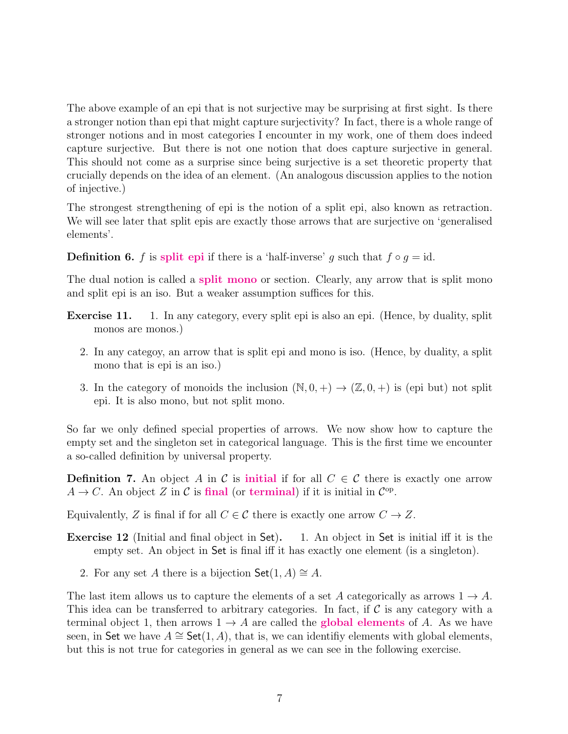The above example of an epi that is not surjective may be surprising at first sight. Is there a stronger notion than epi that might capture surjectivity? In fact, there is a whole range of stronger notions and in most categories I encounter in my work, one of them does indeed capture surjective. But there is not one notion that does capture surjective in general. This should not come as a surprise since being surjective is a set theoretic property that crucially depends on the idea of an element. (An analogous discussion applies to the notion of injective.)

The strongest strengthening of epi is the notion of a split epi, also known as retraction. We will see later that split epis are exactly those arrows that are surjective on 'generalised elements'.

**Definition 6.** $f$ is **split epi** if there is a 'half-inverse' $g$ such that $f \circ g = \mathrm{id}$.

The dual notion is called a **split mono** or section. Clearly, any arrow that is split mono and split epi is an iso. But a weaker assumption suffices for this.

**Exercise 11.**

1. In any category, every split epi is also an epi. (Hence, by duality, split monos are monos.)
2. In any categoy, an arrow that is split epi and mono is iso. (Hence, by duality, a split mono that is epi is an iso.)
3. In the category of monoids the inclusion $(\mathbb{N}, 0, +) \to (\mathbb{Z}, 0, +)$ is (epi but) not split epi. It is also mono, but not split mono.

So far we only defined special properties of arrows. We now show how to capture the empty set and the singleton set in categorical language. This is the first time we encounter a so-called definition by universal property.

**Definition 7.** An object $A$ in $\mathcal{C}$ is **initial** if for all $C \in \mathcal{C}$ there is exactly one arrow $A \to C$. An object $Z$ in $\mathcal{C}$ is **final** (or **terminal**) if it is initial in $\mathcal{C}^{\mathrm{op}}$.

Equivalently, $Z$ is final if for all $C \in \mathcal{C}$ there is exactly one arrow $C \to Z$.

**Exercise 12** (Initial and final object in $\mathsf{Set}$)**.**

1. An object in $\mathsf{Set}$ is initial iff it is the empty set. An object in $\mathsf{Set}$ is final iff it has exactly one element (is a singleton).
2. For any set $A$ there is a bijection $\mathsf{Set}(1, A) \cong A$.

The last item allows us to capture the elements of a set $A$ categorically as arrows $1 \to A$. This idea can be transferred to arbitrary categories. In fact, if $\mathcal{C}$ is any category with a terminal object 1, then arrows $1 \to A$ are called the **global elements** of $A$. As we have seen, in $\mathsf{Set}$ we have $A \cong \mathsf{Set}(1, A)$, that is, we can identifiy elements with global elements, but this is not true for categories in general as we can see in the following exercise.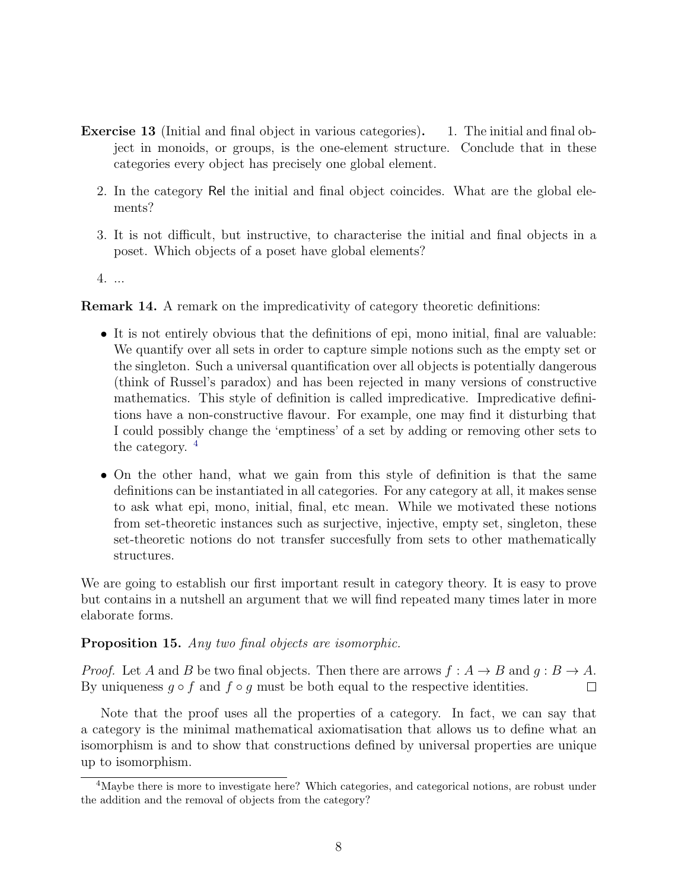**Exercise 13** (Initial and final object in various categories)**.**

1. The initial and final object in monoids, or groups, is the one-element structure. Conclude that in these categories every object has precisely one global element.
2. In the category Rel the initial and final object coincides. What are the global elements?
3. It is not difficult, but instructive, to characterise the initial and final objects in a poset. Which objects of a poset have global elements?
4. ...

**Remark 14.** A remark on the impredicativity of category theoretic definitions:

- It is not entirely obvious that the definitions of epi, mono initial, final are valuable: We quantify over all sets in order to capture simple notions such as the empty set or the singleton. Such a universal quantification over all objects is potentially dangerous (think of Russel's paradox) and has been rejected in many versions of constructive mathematics. This style of definition is called impredicative. Impredicative definitions have a non-constructive flavour. For example, one may find it disturbing that I could possibly change the 'emptiness' of a set by adding or removing other sets to the category. [4]
- On the other hand, what we gain from this style of definition is that the same definitions can be instantiated in all categories. For any category at all, it makes sense to ask what epi, mono, initial, final, etc mean. While we motivated these notions from set-theoretic instances such as surjective, injective, empty set, singleton, these set-theoretic notions do not transfer succesfully from sets to other mathematically structures.

We are going to establish our first important result in category theory. It is easy to prove but contains in a nutshell an argument that we will find repeated many times later in more elaborate forms.

**Proposition 15.** *Any two final objects are isomorphic.*

*Proof.* Let $A$ and $B$ be two final objects. Then there are arrows $f : A \to B$ and $g : B \to A$. By uniqueness $g \circ f$ and $f \circ g$ must be both equal to the respective identities. □

Note that the proof uses all the properties of a category. In fact, we can say that a category is the minimal mathematical axiomatisation that allows us to define what an isomorphism is and to show that constructions defined by universal properties are unique up to isomorphism.

[4] Maybe there is more to investigate here? Which categories, and categorical notions, are robust under the addition and the removal of objects from the category?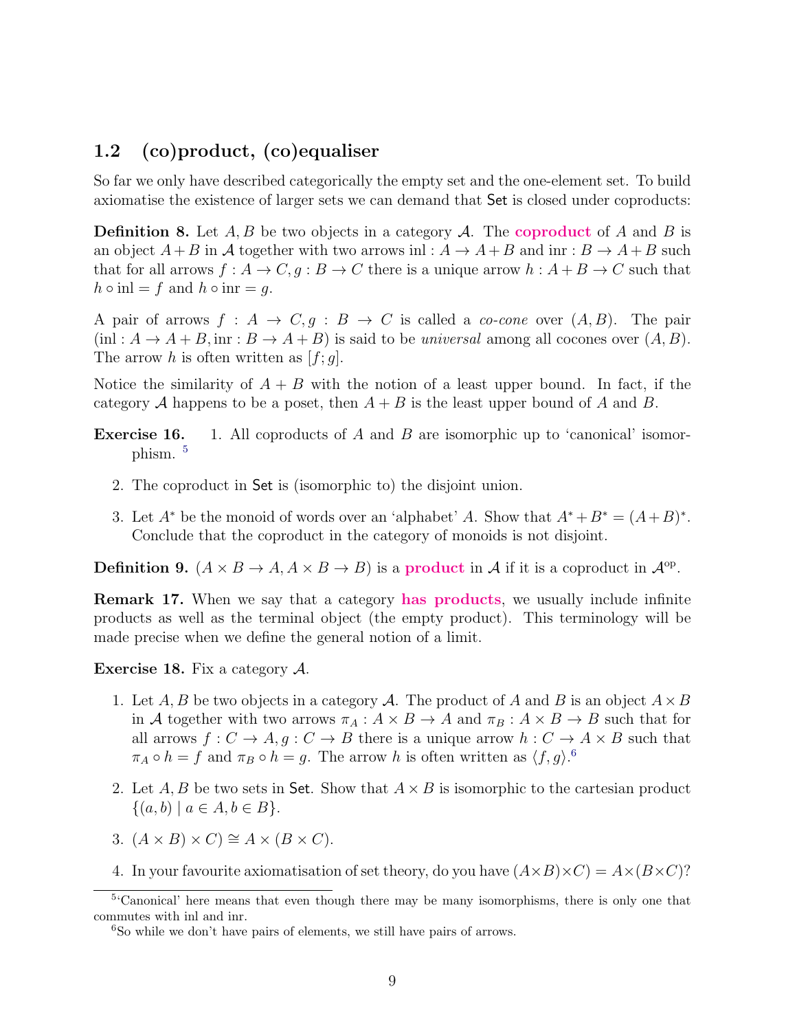## 1.2 (co)product, (co)equaliser

So far we only have described categorically the empty set and the one-element set. To build axiomatise the existence of larger sets we can demand that Set is closed under coproducts:

**Definition 8.** Let $A, B$ be two objects in a category $\mathcal{A}$. The **coproduct** of $A$ and $B$ is an object $A+B$ in $\mathcal{A}$ together with two arrows $\mathrm{inl} : A \to A+B$ and $\mathrm{inr} : B \to A+B$ such that for all arrows $f : A \to C, g : B \to C$ there is a unique arrow $h : A+B \to C$ such that $h \circ \mathrm{inl} = f$ and $h \circ \mathrm{inr} = g$.

A pair of arrows $f : A \to C, g : B \to C$ is called a *co-cone* over $(A, B)$. The pair $(\mathrm{inl} : A \to A+B, \mathrm{inr} : B \to A+B)$ is said to be *universal* among all cocones over $(A, B)$. The arrow $h$ is often written as $[f; g]$.

Notice the similarity of $A + B$ with the notion of a least upper bound. In fact, if the category $\mathcal{A}$ happens to be a poset, then $A + B$ is the least upper bound of $A$ and $B$.

**Exercise 16.**

1. All coproducts of $A$ and $B$ are isomorphic up to 'canonical' isomorphism. [5]
2. The coproduct in Set is (isomorphic to) the disjoint union.
3. Let $A^*$ be the monoid of words over an 'alphabet' $A$. Show that $A^* + B^* = (A+B)^*$. Conclude that the coproduct in the category of monoids is not disjoint.

**Definition 9.** $(A \times B \to A, A \times B \to B)$ is a **product** in $\mathcal{A}$ if it is a coproduct in $\mathcal{A}^{\mathrm{op}}$.

**Remark 17.** When we say that a category **has products**, we usually include infinite products as well as the terminal object (the empty product). This terminology will be made precise when we define the general notion of a limit.

**Exercise 18.** Fix a category $\mathcal{A}$.

1. Let $A, B$ be two objects in a category $\mathcal{A}$. The product of $A$ and $B$ is an object $A \times B$ in $\mathcal{A}$ together with two arrows $\pi_A : A \times B \to A$ and $\pi_B : A \times B \to B$ such that for all arrows $f : C \to A, g : C \to B$ there is a unique arrow $h : C \to A \times B$ such that $\pi_A \circ h = f$ and $\pi_B \circ h = g$. The arrow $h$ is often written as $\langle f, g \rangle$.[6]
2. Let $A, B$ be two sets in Set. Show that $A \times B$ is isomorphic to the cartesian product $\{(a, b) \mid a \in A, b \in B\}$.
3. $(A \times B) \times C) \cong A \times (B \times C)$.
4. In your favourite axiomatisation of set theory, do you have $(A \times B) \times C) = A \times (B \times C)$?

[5] 'Canonical' here means that even though there may be many isomorphisms, there is only one that commutes with inl and inr.

[6] So while we don't have pairs of elements, we still have pairs of arrows.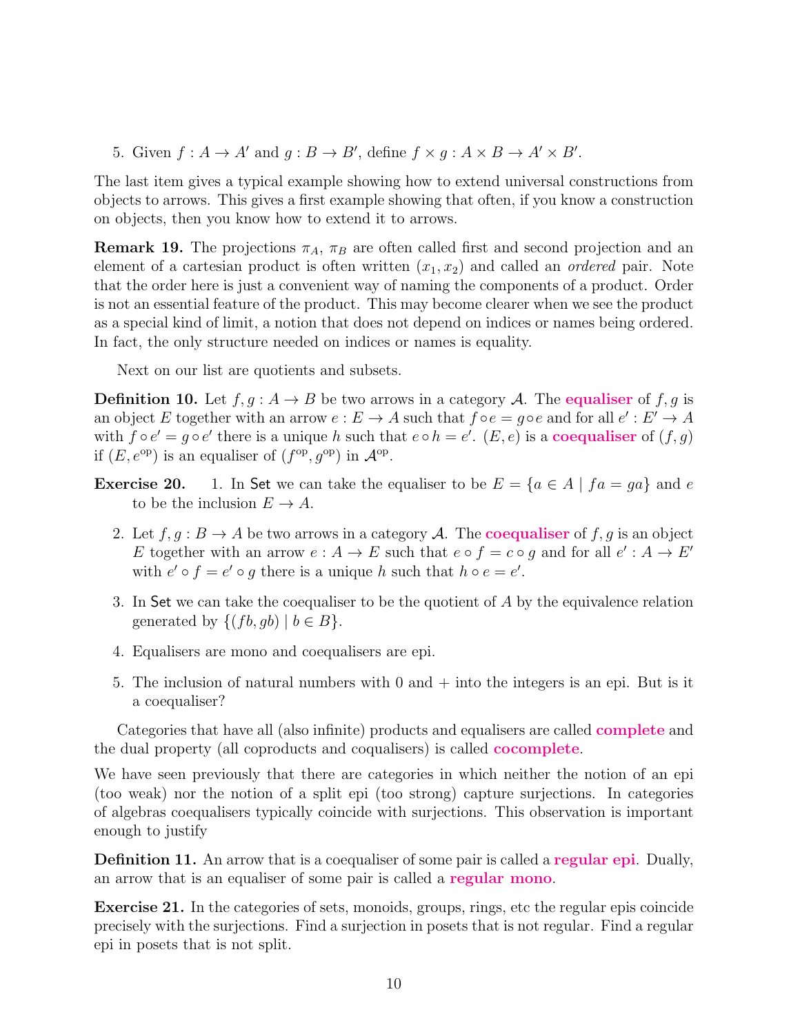5. Given $f : A \to A'$ and $g : B \to B'$, define $f \times g : A \times B \to A' \times B'$.

The last item gives a typical example showing how to extend universal constructions from objects to arrows. This gives a first example showing that often, if you know a construction on objects, then you know how to extend it to arrows.

**Remark 19.** The projections $\pi_A$, $\pi_B$ are often called first and second projection and an element of a cartesian product is often written $(x_1, x_2)$ and called an *ordered* pair. Note that the order here is just a convenient way of naming the components of a product. Order is not an essential feature of the product. This may become clearer when we see the product as a special kind of limit, a notion that does not depend on indices or names being ordered. In fact, the only structure needed on indices or names is equality.

Next on our list are quotients and subsets.

**Definition 10.** Let $f, g : A \to B$ be two arrows in a category $\mathcal{A}$. The **equaliser** of $f, g$ is an object $E$ together with an arrow $e : E \to A$ such that $f \circ e = g \circ e$ and for all $e' : E' \to A$ with $f \circ e' = g \circ e'$ there is a unique $h$ such that $e \circ h = e'$. $(E, e)$ is a **coequaliser** of $(f, g)$ if $(E, e^{\mathrm{op}})$ is an equaliser of $(f^{\mathrm{op}}, g^{\mathrm{op}})$ in $\mathcal{A}^{\mathrm{op}}$.

**Exercise 20.**

1. In $\mathsf{Set}$ we can take the equaliser to be $E = \{a \in A \mid fa = ga\}$ and $e$ to be the inclusion $E \to A$.
2. Let $f, g : B \to A$ be two arrows in a category $\mathcal{A}$. The **coequaliser** of $f, g$ is an object $E$ together with an arrow $e : A \to E$ such that $e \circ f = c \circ g$ and for all $e' : A \to E'$ with $e' \circ f = e' \circ g$ there is a unique $h$ such that $h \circ e = e'$.
3. In $\mathsf{Set}$ we can take the coequaliser to be the quotient of $A$ by the equivalence relation generated by $\{(fb, gb) \mid b \in B\}$.
4. Equalisers are mono and coequalisers are epi.
5. The inclusion of natural numbers with 0 and + into the integers is an epi. But is it a coequaliser?

Categories that have all (also infinite) products and equalisers are called **complete** and the dual property (all coproducts and coqualisers) is called **cocomplete**.

We have seen previously that there are categories in which neither the notion of an epi (too weak) nor the notion of a split epi (too strong) capture surjections. In categories of algebras coequalisers typically coincide with surjections. This observation is important enough to justify

**Definition 11.** An arrow that is a coequaliser of some pair is called a **regular epi**. Dually, an arrow that is an equaliser of some pair is called a **regular mono**.

**Exercise 21.** In the categories of sets, monoids, groups, rings, etc the regular epis coincide precisely with the surjections. Find a surjection in posets that is not regular. Find a regular epi in posets that is not split.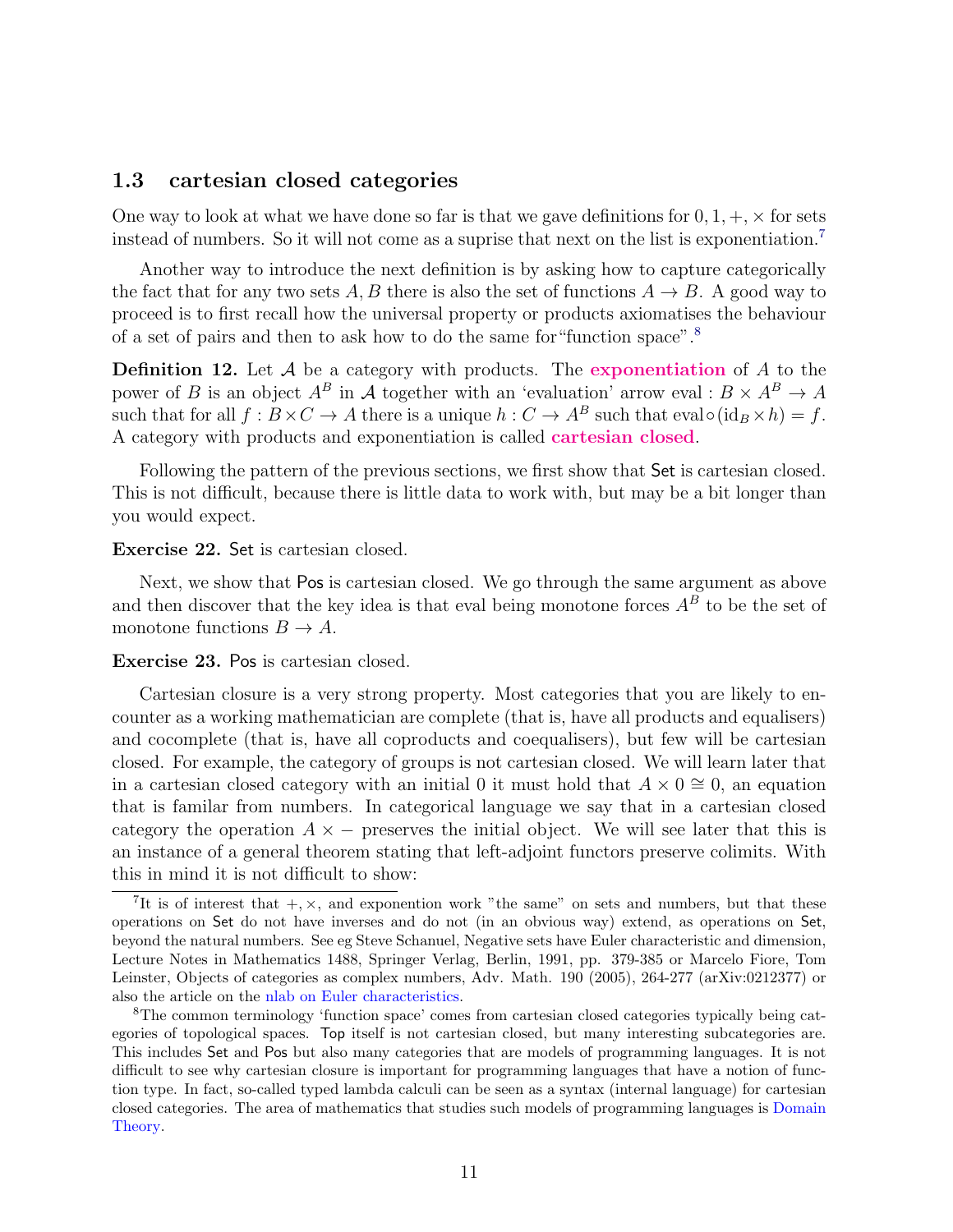### 1.3 cartesian closed categories

One way to look at what we have done so far is that we gave definitions for $0, 1, +, \times$ for sets instead of numbers. So it will not come as a suprise that next on the list is exponentiation.[7]

Another way to introduce the next definition is by asking how to capture categorically the fact that for any two sets $A, B$ there is also the set of functions $A \to B$. A good way to proceed is to first recall how the universal property or products axiomatises the behaviour of a set of pairs and then to ask how to do the same for"function space".[8]

**Definition 12.** Let $\mathcal{A}$ be a category with products. The **exponentiation** of $A$ to the power of $B$ is an object $A^B$ in $\mathcal{A}$ together with an 'evaluation' arrow $\mathrm{eval} : B \times A^B \to A$ such that for all $f : B \times C \to A$ there is a unique $h : C \to A^B$ such that $\mathrm{eval} \circ (\mathrm{id}_B \times h) = f$. A category with products and exponentiation is called **cartesian closed**.

Following the pattern of the previous sections, we first show that Set is cartesian closed. This is not difficult, because there is little data to work with, but may be a bit longer than you would expect.

**Exercise 22.** Set is cartesian closed.

Next, we show that Pos is cartesian closed. We go through the same argument as above and then discover that the key idea is that eval being monotone forces $A^B$ to be the set of monotone functions $B \to A$.

**Exercise 23.** Pos is cartesian closed.

Cartesian closure is a very strong property. Most categories that you are likely to encounter as a working mathematician are complete (that is, have all products and equalisers) and cocomplete (that is, have all coproducts and coequalisers), but few will be cartesian closed. For example, the category of groups is not cartesian closed. We will learn later that in a cartesian closed category with an initial 0 it must hold that $A \times 0 \cong 0$, an equation that is familar from numbers. In categorical language we say that in a cartesian closed category the operation $A \times -$ preserves the initial object. We will see later that this is an instance of a general theorem stating that left-adjoint functors preserve colimits. With this in mind it is not difficult to show:

---

[7] It is of interest that $+, \times$, and exponention work "the same" on sets and numbers, but that these operations on Set do not have inverses and do not (in an obvious way) extend, as operations on Set, beyond the natural numbers. See eg Steve Schanuel, Negative sets have Euler characteristic and dimension, Lecture Notes in Mathematics 1488, Springer Verlag, Berlin, 1991, pp. 379-385 or Marcelo Fiore, Tom Leinster, Objects of categories as complex numbers, Adv. Math. 190 (2005), 264-277 (arXiv:0212377) or also the article on the nlab on Euler characteristics.

[8] The common terminology 'function space' comes from cartesian closed categories typically being categories of topological spaces. Top itself is not cartesian closed, but many interesting subcategories are. This includes Set and Pos but also many categories that are models of programming languages. It is not difficult to see why cartesian closure is important for programming languages that have a notion of function type. In fact, so-called typed lambda calculi can be seen as a syntax (internal language) for cartesian closed categories. The area of mathematics that studies such models of programming languages is Domain Theory.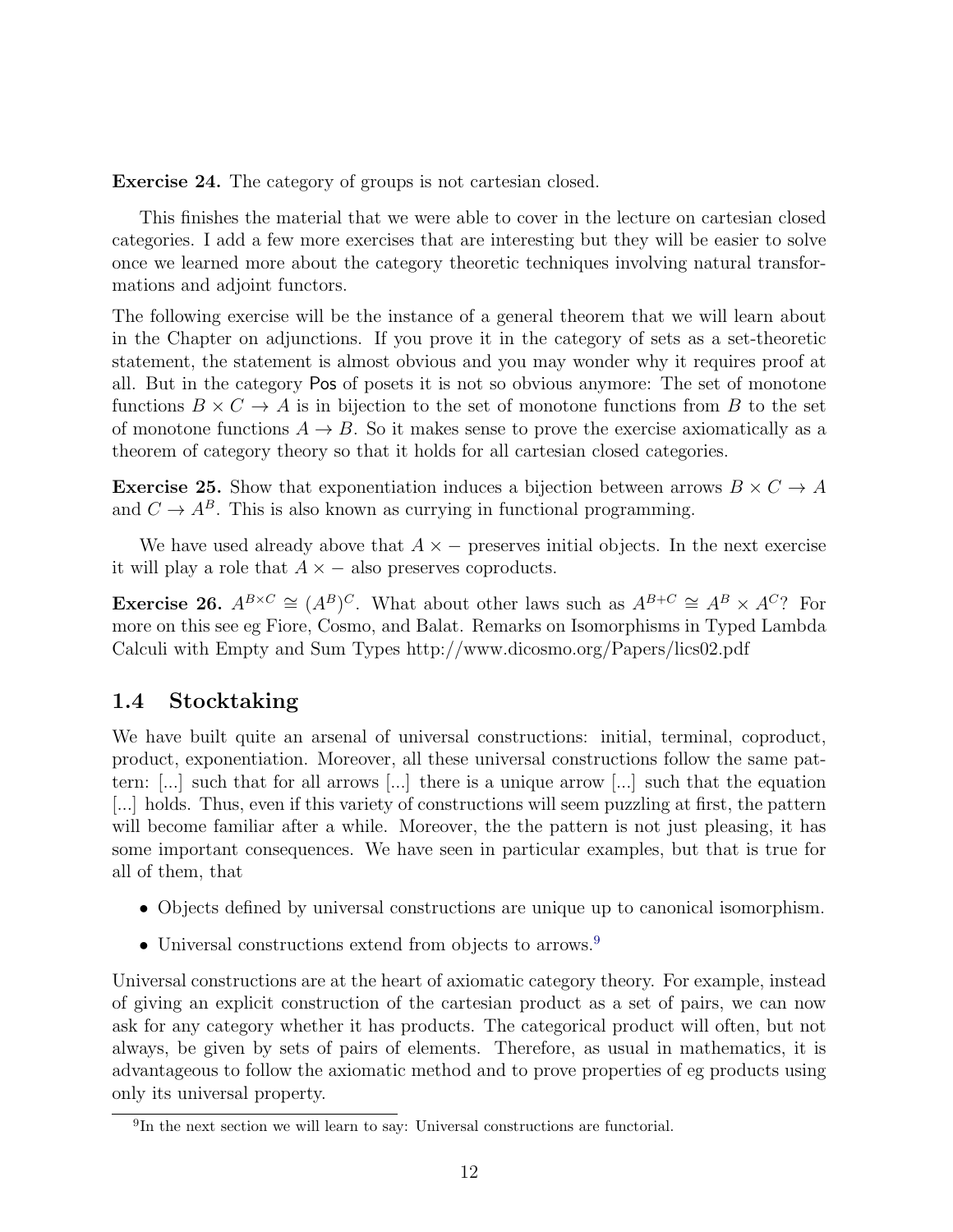**Exercise 24.** The category of groups is not cartesian closed.

This finishes the material that we were able to cover in the lecture on cartesian closed categories. I add a few more exercises that are interesting but they will be easier to solve once we learned more about the category theoretic techniques involving natural transformations and adjoint functors.

The following exercise will be the instance of a general theorem that we will learn about in the Chapter on adjunctions. If you prove it in the category of sets as a set-theoretic statement, the statement is almost obvious and you may wonder why it requires proof at all. But in the category $\mathsf{Pos}$ of posets it is not so obvious anymore: The set of monotone functions $B \times C \to A$ is in bijection to the set of monotone functions from $B$ to the set of monotone functions $A \to B$. So it makes sense to prove the exercise axiomatically as a theorem of category theory so that it holds for all cartesian closed categories.

**Exercise 25.** Show that exponentiation induces a bijection between arrows $B \times C \to A$ and $C \to A^B$. This is also known as currying in functional programming.

We have used already above that $A \times -$ preserves initial objects. In the next exercise it will play a role that $A \times -$ also preserves coproducts.

**Exercise 26.** $A^{B\times C} \cong (A^B)^C$. What about other laws such as $A^{B+C} \cong A^B \times A^C$? For more on this see eg Fiore, Cosmo, and Balat. Remarks on Isomorphisms in Typed Lambda Calculi with Empty and Sum Types http://www.dicosmo.org/Papers/lics02.pdf

## 1.4 Stocktaking

We have built quite an arsenal of universal constructions: initial, terminal, coproduct, product, exponentiation. Moreover, all these universal constructions follow the same pattern: [...] such that for all arrows [...] there is a unique arrow [...] such that the equation [...] holds. Thus, even if this variety of constructions will seem puzzling at first, the pattern will become familiar after a while. Moreover, the the pattern is not just pleasing, it has some important consequences. We have seen in particular examples, but that is true for all of them, that

- Objects defined by universal constructions are unique up to canonical isomorphism.
- Universal constructions extend from objects to arrows.[9]

Universal constructions are at the heart of axiomatic category theory. For example, instead of giving an explicit construction of the cartesian product as a set of pairs, we can now ask for any category whether it has products. The categorical product will often, but not always, be given by sets of pairs of elements. Therefore, as usual in mathematics, it is advantageous to follow the axiomatic method and to prove properties of eg products using only its universal property.

[9] In the next section we will learn to say: Universal constructions are functorial.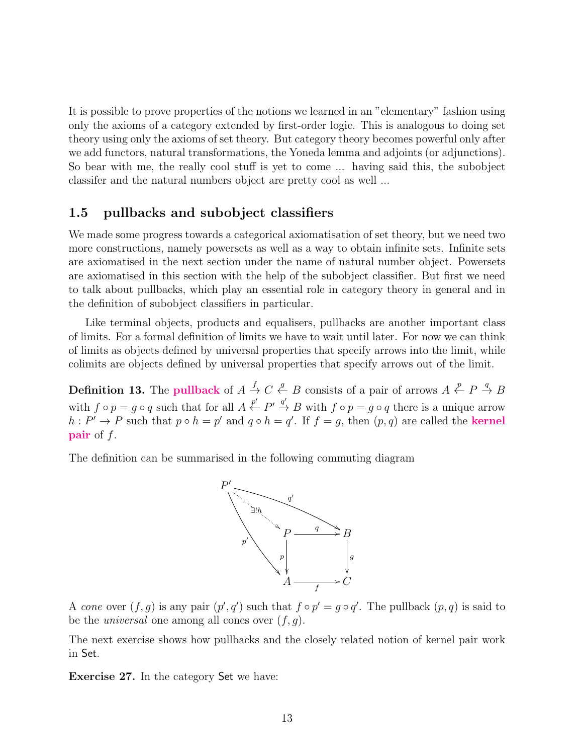It is possible to prove properties of the notions we learned in an "elementary" fashion using only the axioms of a category extended by first-order logic. This is analogous to doing set theory using only the axioms of set theory. But category theory becomes powerful only after we add functors, natural transformations, the Yoneda lemma and adjoints (or adjunctions). So bear with me, the really cool stuff is yet to come ... having said this, the subobject classifer and the natural numbers object are pretty cool as well ...

## 1.5 pullbacks and subobject classifiers

We made some progress towards a categorical axiomatisation of set theory, but we need two more constructions, namely powersets as well as a way to obtain infinite sets. Infinite sets are axiomatised in the next section under the name of natural number object. Powersets are axiomatised in this section with the help of the subobject classifier. But first we need to talk about pullbacks, which play an essential role in category theory in general and in the definition of subobject classifiers in particular.

Like terminal objects, products and equalisers, pullbacks are another important class of limits. For a formal definition of limits we have to wait until later. For now we can think of limits as objects defined by universal properties that specify arrows into the limit, while colimits are objects defined by universal properties that specify arrows out of the limit.

**Definition 13.** The **pullback** of $A \xrightarrow{f} C \xleftarrow{g} B$ consists of a pair of arrows $A \xleftarrow{p} P \xrightarrow{q} B$ with $f \circ p = g \circ q$ such that for all $A \xleftarrow{p'} P' \xrightarrow{q'} B$ with $f \circ p = g \circ q$ there is a unique arrow $h : P' \to P$ such that $p \circ h = p'$ and $q \circ h = q'$. If $f = g$, then $(p, q)$ are called the **kernel pair** of $f$.

The definition can be summarised in the following commuting diagram

$$
\begin{array}{ccccc}
P' & & & \xrightarrow{q'} & B \\
 & \overset{\exists! h}{\searrow} & & & \\
 & & P & \xrightarrow{q} & B \\
 & \searrow^{p'} & \downarrow p & & \downarrow g \\
 & & A & \xrightarrow{f} & C
\end{array}
$$

A *cone* over $(f, g)$ is any pair $(p', q')$ such that $f \circ p' = g \circ q'$. The pullback $(p, q)$ is said to be the *universal* one among all cones over $(f, g)$.

The next exercise shows how pullbacks and the closely related notion of kernel pair work in Set.

**Exercise 27.** In the category Set we have: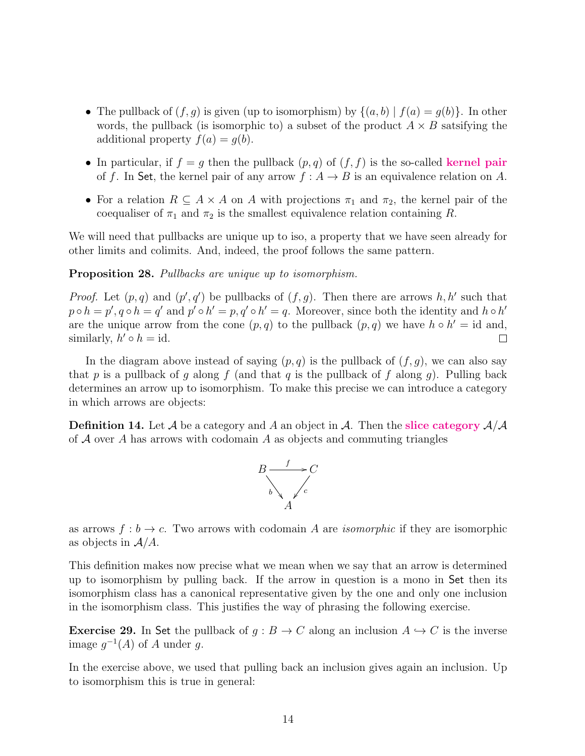- The pullback of $(f, g)$ is given (up to isomorphism) by $\{(a, b) \mid f(a) = g(b)\}$. In other words, the pullback (is isomorphic to) a subset of the product $A \times B$ satsifying the additional property $f(a) = g(b)$.
- In particular, if $f = g$ then the pullback $(p, q)$ of $(f, f)$ is the so-called **kernel pair** of $f$. In Set, the kernel pair of any arrow $f : A \to B$ is an equivalence relation on $A$.
- For a relation $R \subseteq A \times A$ on $A$ with projections $\pi_1$ and $\pi_2$, the kernel pair of the coequaliser of $\pi_1$ and $\pi_2$ is the smallest equivalence relation containing $R$.

We will need that pullbacks are unique up to iso, a property that we have seen already for other limits and colimits. And, indeed, the proof follows the same pattern.

**Proposition 28.** *Pullbacks are unique up to isomorphism.*

*Proof.* Let $(p, q)$ and $(p', q')$ be pullbacks of $(f, g)$. Then there are arrows $h, h'$ such that $p \circ h = p', q \circ h = q'$ and $p' \circ h' = p, q' \circ h' = q$. Moreover, since both the identity and $h \circ h'$ are the unique arrow from the cone $(p, q)$ to the pullback $(p, q)$ we have $h \circ h' = \mathrm{id}$ and, similarly, $h' \circ h = \mathrm{id}$. □

In the diagram above instead of saying $(p, q)$ is the pullback of $(f, g)$, we can also say that $p$ is a pullback of $g$ along $f$ (and that $q$ is the pullback of $f$ along $g$). Pulling back determines an arrow up to isomorphism. To make this precise we can introduce a category in which arrows are objects:

**Definition 14.** Let $\mathcal{A}$ be a category and $A$ an object in $\mathcal{A}$. Then the **slice category** $\mathcal{A}/A$ of $\mathcal{A}$ over $A$ has arrows with codomain $A$ as objects and commuting triangles

$$\begin{array}{ccc} B & \xrightarrow{f} & C \\ & {\scriptstyle b}\searrow \quad \swarrow{\scriptstyle c} & \\ & A & \end{array}$$

as arrows $f : b \to c$. Two arrows with codomain $A$ are *isomorphic* if they are isomorphic as objects in $\mathcal{A}/A$.

This definition makes now precise what we mean when we say that an arrow is determined up to isomorphism by pulling back. If the arrow in question is a mono in Set then its isomorphism class has a canonical representative given by the one and only one inclusion in the isomorphism class. This justifies the way of phrasing the following exercise.

**Exercise 29.** In Set the pullback of $g : B \to C$ along an inclusion $A \hookrightarrow C$ is the inverse image $g^{-1}(A)$ of $A$ under $g$.

In the exercise above, we used that pulling back an inclusion gives again an inclusion. Up to isomorphism this is true in general: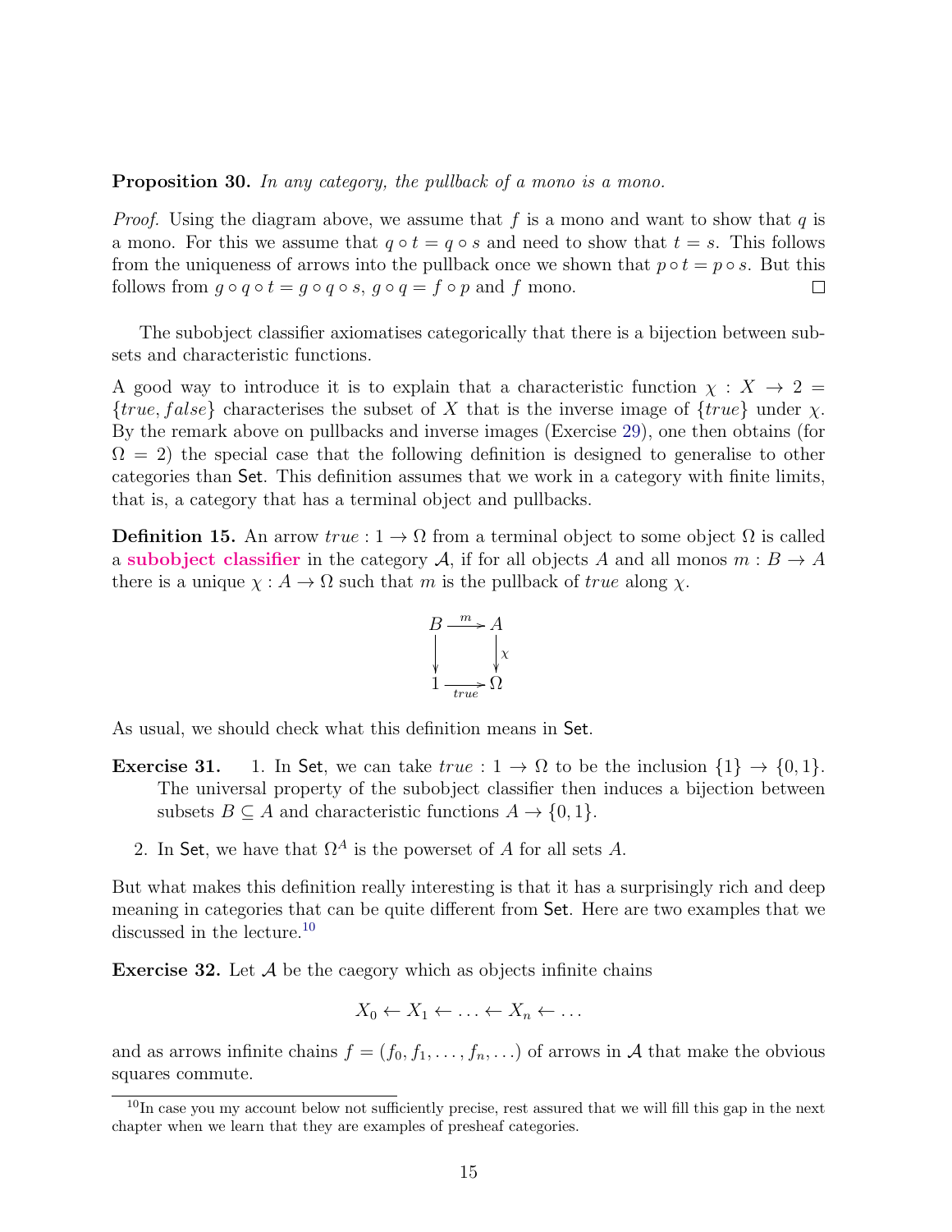**Proposition 30.** *In any category, the pullback of a mono is a mono.*

*Proof.* Using the diagram above, we assume that $f$ is a mono and want to show that $q$ is a mono. For this we assume that $q \circ t = q \circ s$ and need to show that $t = s$. This follows from the uniqueness of arrows into the pullback once we shown that $p \circ t = p \circ s$. But this follows from $g \circ q \circ t = g \circ q \circ s$, $g \circ q = f \circ p$ and $f$ mono. $\square$

The subobject classifier axiomatises categorically that there is a bijection between subsets and characteristic functions.

A good way to introduce it is to explain that a characteristic function $\chi : X \to 2 = \{true, false\}$ characterises the subset of $X$ that is the inverse image of $\{true\}$ under $\chi$. By the remark above on pullbacks and inverse images (Exercise 29), one then obtains (for $\Omega = 2$) the special case that the following definition is designed to generalise to other categories than $\mathsf{Set}$. This definition assumes that we work in a category with finite limits, that is, a category that has a terminal object and pullbacks.

**Definition 15.** An arrow $true : 1 \to \Omega$ from a terminal object to some object $\Omega$ is called a **subobject classifier** in the category $\mathcal{A}$, if for all objects $A$ and all monos $m : B \to A$ there is a unique $\chi : A \to \Omega$ such that $m$ is the pullback of $true$ along $\chi$.

$$\begin{array}{ccc} B & \xrightarrow{m} & A \\ \downarrow & & \downarrow \chi \\ 1 & \xrightarrow[true]{} & \Omega \end{array}$$

As usual, we should check what this definition means in $\mathsf{Set}$.

**Exercise 31.**
1. In $\mathsf{Set}$, we can take $true : 1 \to \Omega$ to be the inclusion $\{1\} \to \{0, 1\}$. The universal property of the subobject classifier then induces a bijection between subsets $B \subseteq A$ and characteristic functions $A \to \{0, 1\}$.
2. In $\mathsf{Set}$, we have that $\Omega^A$ is the powerset of $A$ for all sets $A$.

But what makes this definition really interesting is that it has a surprisingly rich and deep meaning in categories that can be quite different from $\mathsf{Set}$. Here are two examples that we discussed in the lecture.[10]

**Exercise 32.** Let $\mathcal{A}$ be the caegory which as objects infinite chains

$$X_0 \leftarrow X_1 \leftarrow \ldots \leftarrow X_n \leftarrow \ldots$$

and as arrows infinite chains $f = (f_0, f_1, \ldots, f_n, \ldots)$ of arrows in $\mathcal{A}$ that make the obvious squares commute.

[10] In case you my account below not sufficiently precise, rest assured that we will fill this gap in the next chapter when we learn that they are examples of presheaf categories.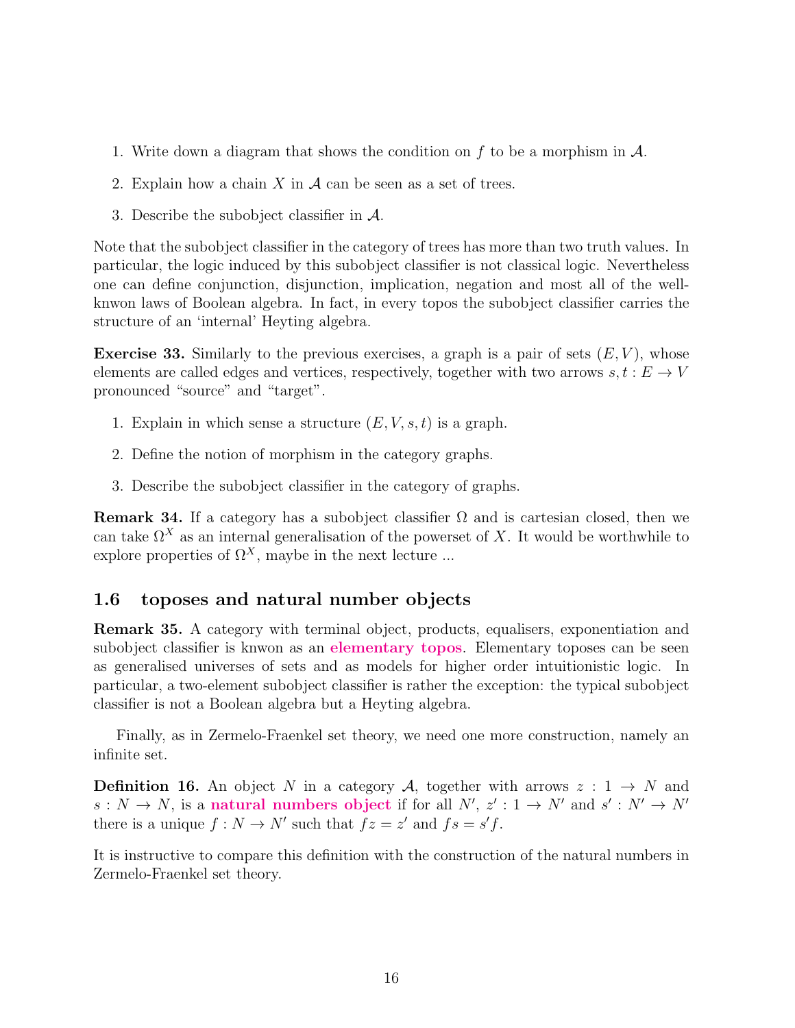1. Write down a diagram that shows the condition on $f$ to be a morphism in $\mathcal{A}$.

2. Explain how a chain $X$ in $\mathcal{A}$ can be seen as a set of trees.

3. Describe the subobject classifier in $\mathcal{A}$.

Note that the subobject classifier in the category of trees has more than two truth values. In particular, the logic induced by this subobject classifier is not classical logic. Nevertheless one can define conjunction, disjunction, implication, negation and most all of the well-knwon laws of Boolean algebra. In fact, in every topos the subobject classifier carries the structure of an 'internal' Heyting algebra.

**Exercise 33.** Similarly to the previous exercises, a graph is a pair of sets $(E, V)$, whose elements are called edges and vertices, respectively, together with two arrows $s, t : E \to V$ pronounced "source" and "target".

1. Explain in which sense a structure $(E, V, s, t)$ is a graph.

2. Define the notion of morphism in the category graphs.

3. Describe the subobject classifier in the category of graphs.

**Remark 34.** If a category has a subobject classifier $\Omega$ and is cartesian closed, then we can take $\Omega^X$ as an internal generalisation of the powerset of $X$. It would be worthwhile to explore properties of $\Omega^X$, maybe in the next lecture ...

## 1.6 toposes and natural number objects

**Remark 35.** A category with terminal object, products, equalisers, exponentiation and subobject classifier is knwon as an **elementary topos**. Elementary toposes can be seen as generalised universes of sets and as models for higher order intuitionistic logic. In particular, a two-element subobject classifier is rather the exception: the typical subobject classifier is not a Boolean algebra but a Heyting algebra.

Finally, as in Zermelo-Fraenkel set theory, we need one more construction, namely an infinite set.

**Definition 16.** An object $N$ in a category $\mathcal{A}$, together with arrows $z : 1 \to N$ and $s : N \to N$, is a **natural numbers object** if for all $N'$, $z' : 1 \to N'$ and $s' : N' \to N'$ there is a unique $f : N \to N'$ such that $fz = z'$ and $fs = s'f$.

It is instructive to compare this definition with the construction of the natural numbers in Zermelo-Fraenkel set theory.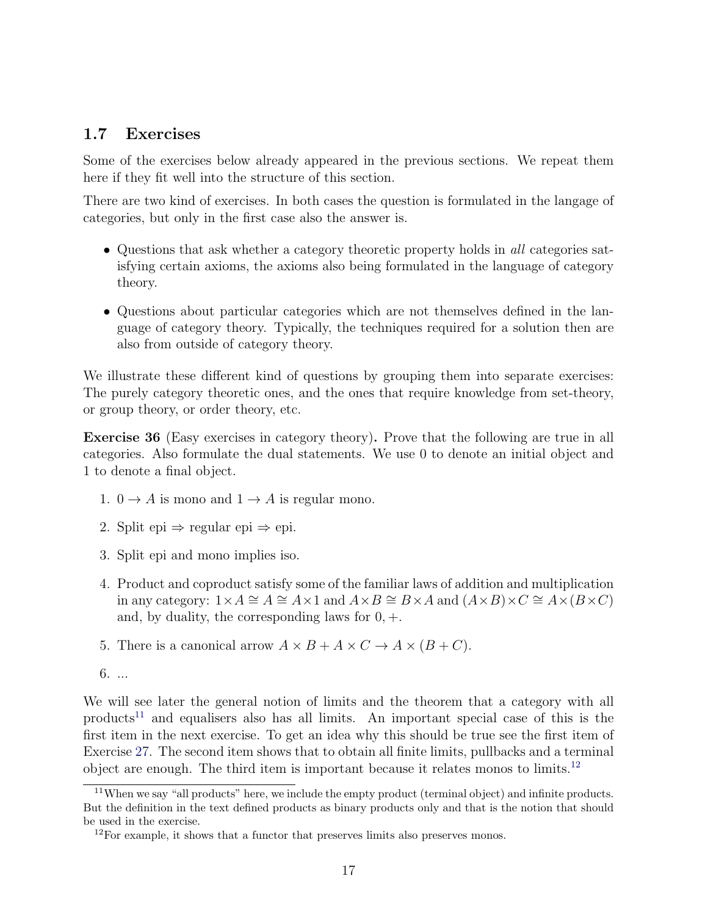## 1.7 Exercises

Some of the exercises below already appeared in the previous sections. We repeat them here if they fit well into the structure of this section.

There are two kind of exercises. In both cases the question is formulated in the langage of categories, but only in the first case also the answer is.

- Questions that ask whether a category theoretic property holds in *all* categories satisfying certain axioms, the axioms also being formulated in the language of category theory.
- Questions about particular categories which are not themselves defined in the language of category theory. Typically, the techniques required for a solution then are also from outside of category theory.

We illustrate these different kind of questions by grouping them into separate exercises: The purely category theoretic ones, and the ones that require knowledge from set-theory, or group theory, or order theory, etc.

**Exercise 36** (Easy exercises in category theory)**.** Prove that the following are true in all categories. Also formulate the dual statements. We use 0 to denote an initial object and 1 to denote a final object.

1. $0 \to A$ is mono and $1 \to A$ is regular mono.
2. Split epi $\Rightarrow$ regular epi $\Rightarrow$ epi.
3. Split epi and mono implies iso.
4. Product and coproduct satisfy some of the familiar laws of addition and multiplication in any category: $1 \times A \cong A \cong A \times 1$ and $A \times B \cong B \times A$ and $(A \times B) \times C \cong A \times (B \times C)$ and, by duality, the corresponding laws for $0, +$.
5. There is a canonical arrow $A \times B + A \times C \to A \times (B + C)$.
6. ...

We will see later the general notion of limits and the theorem that a category with all products[11] and equalisers also has all limits. An important special case of this is the first item in the next exercise. To get an idea why this should be true see the first item of Exercise 27. The second item shows that to obtain all finite limits, pullbacks and a terminal object are enough. The third item is important because it relates monos to limits.[12]

[11] When we say "all products" here, we include the empty product (terminal object) and infinite products. But the definition in the text defined products as binary products only and that is the notion that should be used in the exercise.

[12] For example, it shows that a functor that preserves limits also preserves monos.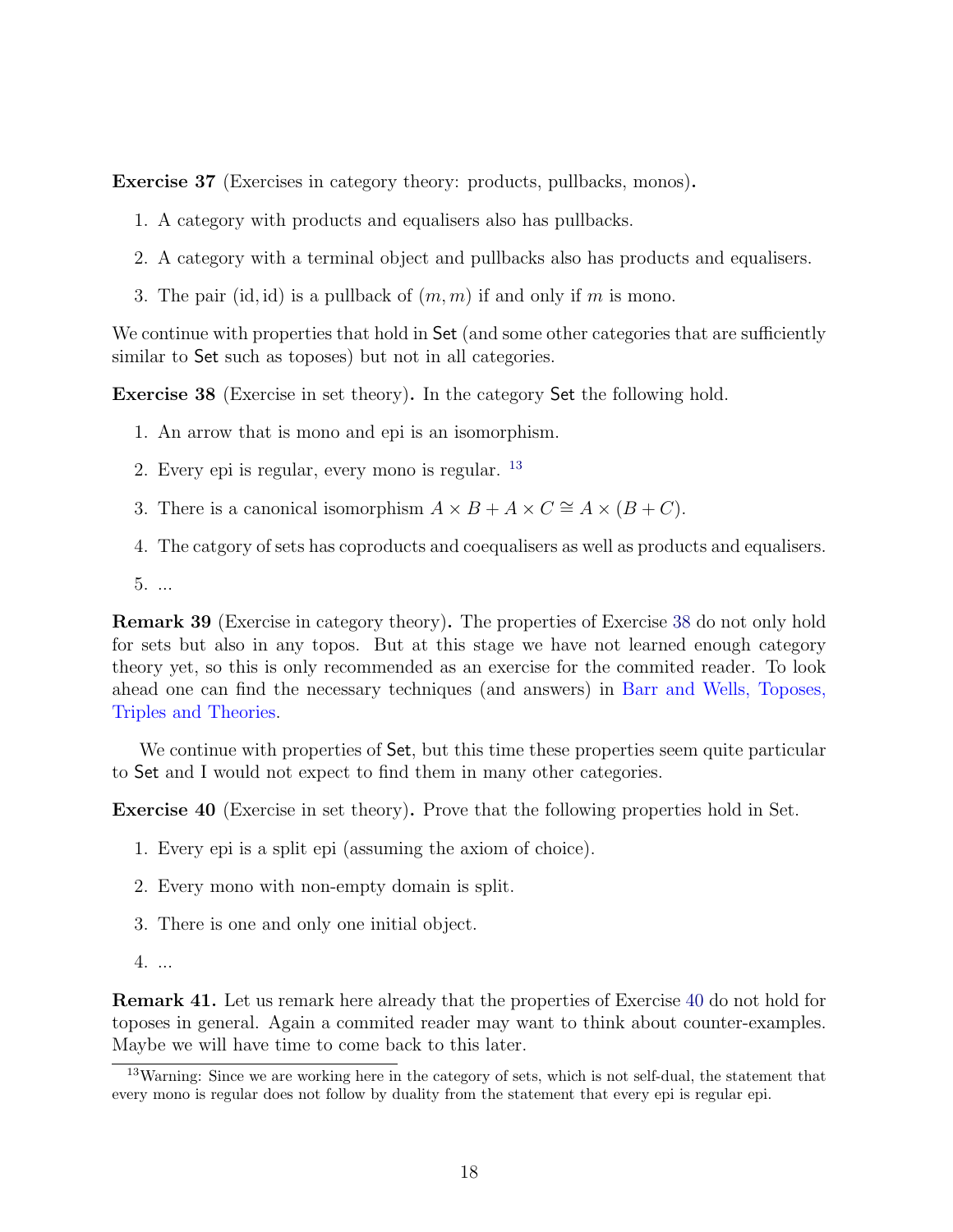**Exercise 37** (Exercises in category theory: products, pullbacks, monos)**.**

1. A category with products and equalisers also has pullbacks.
2. A category with a terminal object and pullbacks also has products and equalisers.
3. The pair $(\mathrm{id}, \mathrm{id})$ is a pullback of $(m, m)$ if and only if $m$ is mono.

We continue with properties that hold in Set (and some other categories that are sufficiently similar to Set such as toposes) but not in all categories.

**Exercise 38** (Exercise in set theory)**.** In the category Set the following hold.

1. An arrow that is mono and epi is an isomorphism.
2. Every epi is regular, every mono is regular. [13]
3. There is a canonical isomorphism $A \times B + A \times C \cong A \times (B + C)$.
4. The catgory of sets has coproducts and coequalisers as well as products and equalisers.
5. ...

**Remark 39** (Exercise in category theory)**.** The properties of Exercise 38 do not only hold for sets but also in any topos. But at this stage we have not learned enough category theory yet, so this is only recommended as an exercise for the commited reader. To look ahead one can find the necessary techniques (and answers) in Barr and Wells, Toposes, Triples and Theories.

We continue with properties of Set, but this time these properties seem quite particular to Set and I would not expect to find them in many other categories.

**Exercise 40** (Exercise in set theory)**.** Prove that the following properties hold in Set.

1. Every epi is a split epi (assuming the axiom of choice).
2. Every mono with non-empty domain is split.
3. There is one and only one initial object.
4. ...

**Remark 41.** Let us remark here already that the properties of Exercise 40 do not hold for toposes in general. Again a commited reader may want to think about counter-examples. Maybe we will have time to come back to this later.

[13] Warning: Since we are working here in the category of sets, which is not self-dual, the statement that every mono is regular does not follow by duality from the statement that every epi is regular epi.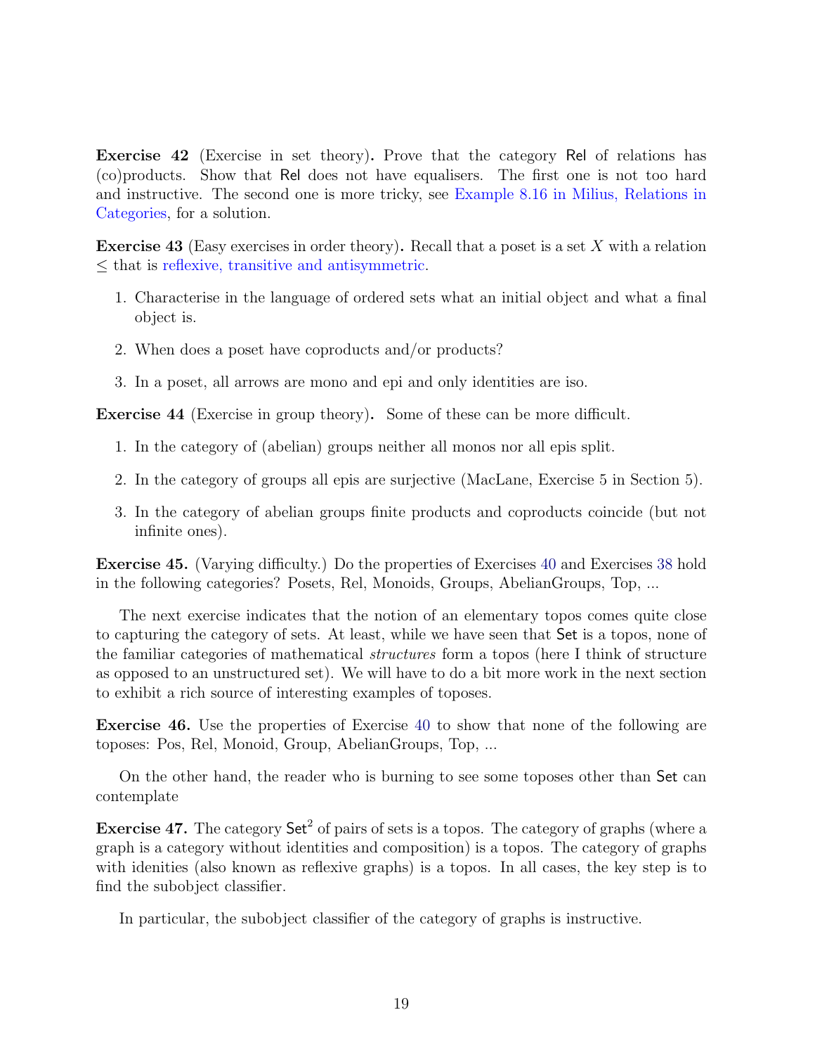**Exercise 42** (Exercise in set theory)**.** Prove that the category Rel of relations has (co)products. Show that Rel does not have equalisers. The first one is not too hard and instructive. The second one is more tricky, see Example 8.16 in Milius, Relations in Categories, for a solution.

**Exercise 43** (Easy exercises in order theory)**.** Recall that a poset is a set $X$ with a relation $\leq$ that is reflexive, transitive and antisymmetric.

1. Characterise in the language of ordered sets what an initial object and what a final object is.
2. When does a poset have coproducts and/or products?
3. In a poset, all arrows are mono and epi and only identities are iso.

**Exercise 44** (Exercise in group theory)**.** Some of these can be more difficult.

1. In the category of (abelian) groups neither all monos nor all epis split.
2. In the category of groups all epis are surjective (MacLane, Exercise 5 in Section 5).
3. In the category of abelian groups finite products and coproducts coincide (but not infinite ones).

**Exercise 45.** (Varying difficulty.) Do the properties of Exercises 40 and Exercises 38 hold in the following categories? Posets, Rel, Monoids, Groups, AbelianGroups, Top, ...

The next exercise indicates that the notion of an elementary topos comes quite close to capturing the category of sets. At least, while we have seen that Set is a topos, none of the familiar categories of mathematical *structures* form a topos (here I think of structure as opposed to an unstructured set). We will have to do a bit more work in the next section to exhibit a rich source of interesting examples of toposes.

**Exercise 46.** Use the properties of Exercise 40 to show that none of the following are toposes: Pos, Rel, Monoid, Group, AbelianGroups, Top, ...

On the other hand, the reader who is burning to see some toposes other than Set can contemplate

**Exercise 47.** The category $\mathsf{Set}^2$ of pairs of sets is a topos. The category of graphs (where a graph is a category without identities and composition) is a topos. The category of graphs with idenities (also known as reflexive graphs) is a topos. In all cases, the key step is to find the subobject classifier.

In particular, the subobject classifier of the category of graphs is instructive.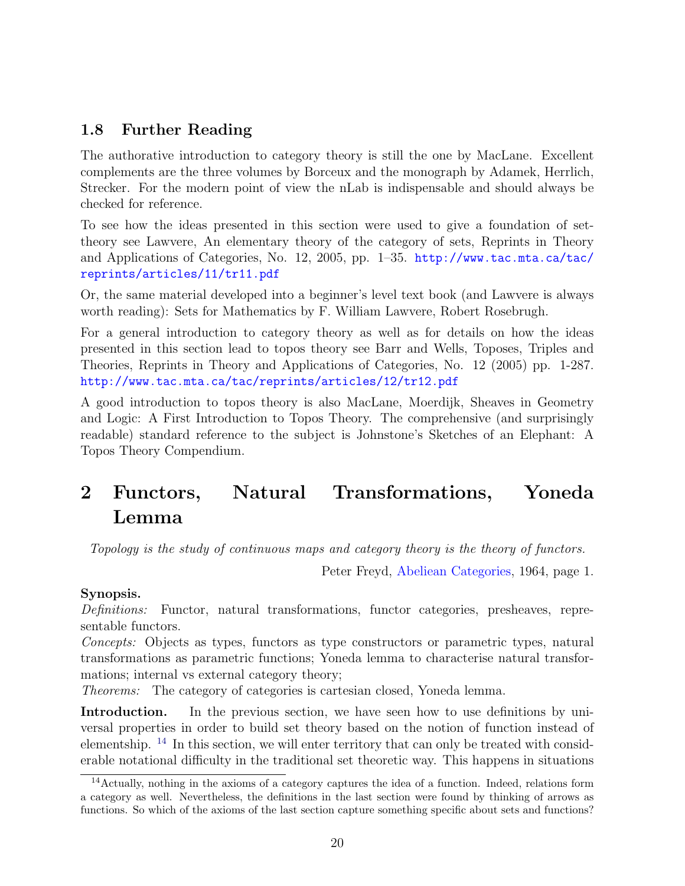### 1.8 Further Reading

The authorative introduction to category theory is still the one by MacLane. Excellent complements are the three volumes by Borceux and the monograph by Adamek, Herrlich, Strecker. For the modern point of view the nLab is indispensable and should always be checked for reference.

To see how the ideas presented in this section were used to give a foundation of set-theory see Lawvere, An elementary theory of the category of sets, Reprints in Theory and Applications of Categories, No. 12, 2005, pp. 1–35. http://www.tac.mta.ca/tac/reprints/articles/11/tr11.pdf

Or, the same material developed into a beginner's level text book (and Lawvere is always worth reading): Sets for Mathematics by F. William Lawvere, Robert Rosebrugh.

For a general introduction to category theory as well as for details on how the ideas presented in this section lead to topos theory see Barr and Wells, Toposes, Triples and Theories, Reprints in Theory and Applications of Categories, No. 12 (2005) pp. 1-287. http://www.tac.mta.ca/tac/reprints/articles/12/tr12.pdf

A good introduction to topos theory is also MacLane, Moerdijk, Sheaves in Geometry and Logic: A First Introduction to Topos Theory. The comprehensive (and surprisingly readable) standard reference to the subject is Johnstone's Sketches of an Elephant: A Topos Theory Compendium.

## 2 Functors, Natural Transformations, Yoneda Lemma

*Topology is the study of continuous maps and category theory is the theory of functors.*

Peter Freyd, Abeliean Categories, 1964, page 1.

**Synopsis.**
*Definitions:* Functor, natural transformations, functor categories, presheaves, representable functors.
*Concepts:* Objects as types, functors as type constructors or parametric types, natural transformations as parametric functions; Yoneda lemma to characterise natural transformations; internal vs external category theory;
*Theorems:* The category of categories is cartesian closed, Yoneda lemma.

**Introduction.** In the previous section, we have seen how to use definitions by universal properties in order to build set theory based on the notion of function instead of elementship. [14] In this section, we will enter territory that can only be treated with considerable notational difficulty in the traditional set theoretic way. This happens in situations

[14] Actually, nothing in the axioms of a category captures the idea of a function. Indeed, relations form a category as well. Nevertheless, the definitions in the last section were found by thinking of arrows as functions. So which of the axioms of the last section capture something specific about sets and functions?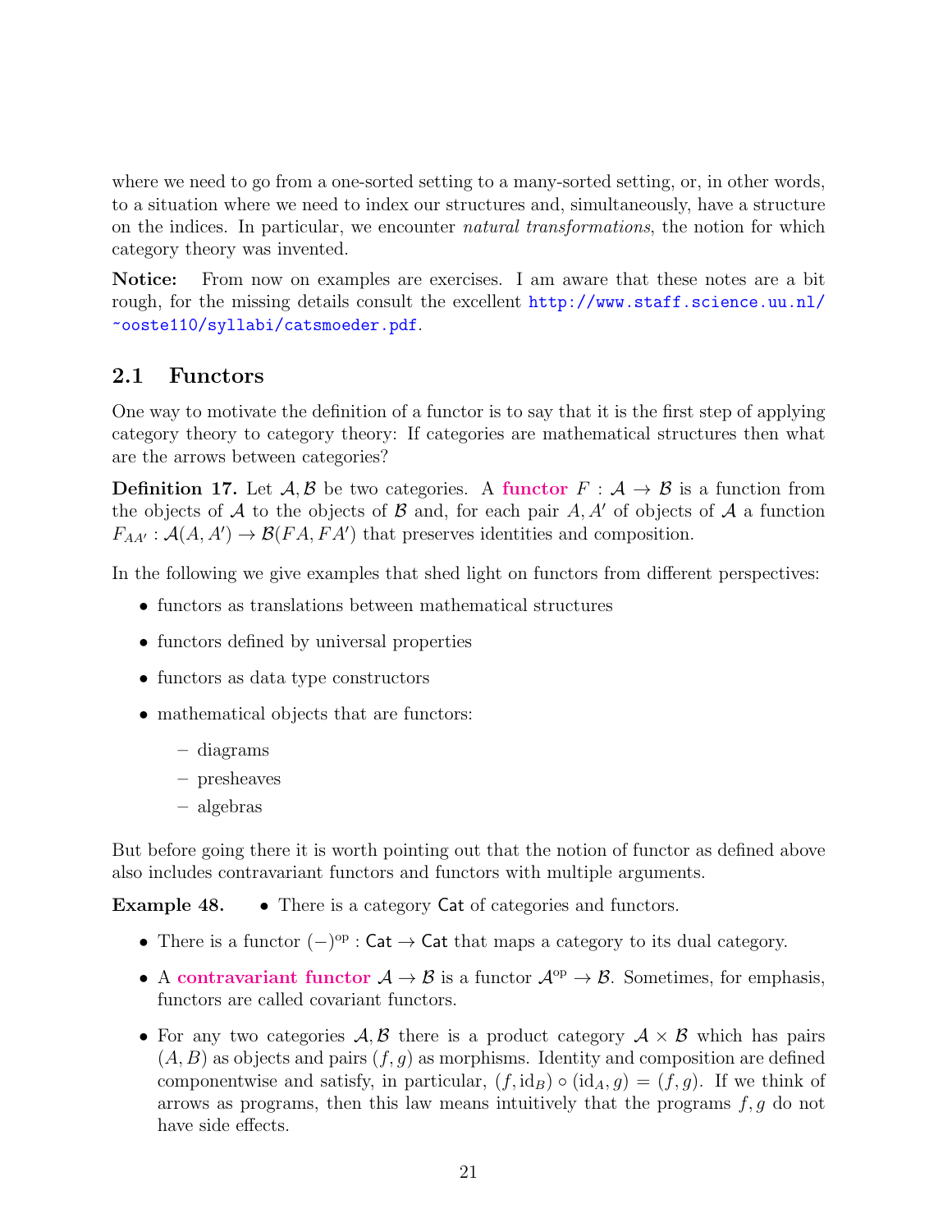where we need to go from a one-sorted setting to a many-sorted setting, or, in other words, to a situation where we need to index our structures and, simultaneously, have a structure on the indices. In particular, we encounter *natural transformations*, the notion for which category theory was invented.

**Notice:** From now on examples are exercises. I am aware that these notes are a bit rough, for the missing details consult the excellent http://www.staff.science.uu.nl/~ooste110/syllabi/catsmoeder.pdf.

## 2.1 Functors

One way to motivate the definition of a functor is to say that it is the first step of applying category theory to category theory: If categories are mathematical structures then what are the arrows between categories?

**Definition 17.** Let $\mathcal{A}, \mathcal{B}$ be two categories. A **functor** $F : \mathcal{A} \to \mathcal{B}$ is a function from the objects of $\mathcal{A}$ to the objects of $\mathcal{B}$ and, for each pair $A, A'$ of objects of $\mathcal{A}$ a function $F_{AA'} : \mathcal{A}(A, A') \to \mathcal{B}(FA, FA')$ that preserves identities and composition.

In the following we give examples that shed light on functors from different perspectives:

- functors as translations between mathematical structures
- functors defined by universal properties
- functors as data type constructors
- mathematical objects that are functors:
  - diagrams
  - presheaves
  - algebras

But before going there it is worth pointing out that the notion of functor as defined above also includes contravariant functors and functors with multiple arguments.

**Example 48.**
- There is a category $\mathsf{Cat}$ of categories and functors.
- There is a functor $(-)^{\mathrm{op}} : \mathsf{Cat} \to \mathsf{Cat}$ that maps a category to its dual category.
- A **contravariant functor** $\mathcal{A} \to \mathcal{B}$ is a functor $\mathcal{A}^{\mathrm{op}} \to \mathcal{B}$. Sometimes, for emphasis, functors are called covariant functors.
- For any two categories $\mathcal{A}, \mathcal{B}$ there is a product category $\mathcal{A} \times \mathcal{B}$ which has pairs $(A, B)$ as objects and pairs $(f, g)$ as morphisms. Identity and composition are defined componentwise and satisfy, in particular, $(f, \mathrm{id}_B) \circ (\mathrm{id}_A, g) = (f, g)$. If we think of arrows as programs, then this law means intuitively that the programs $f, g$ do not have side effects.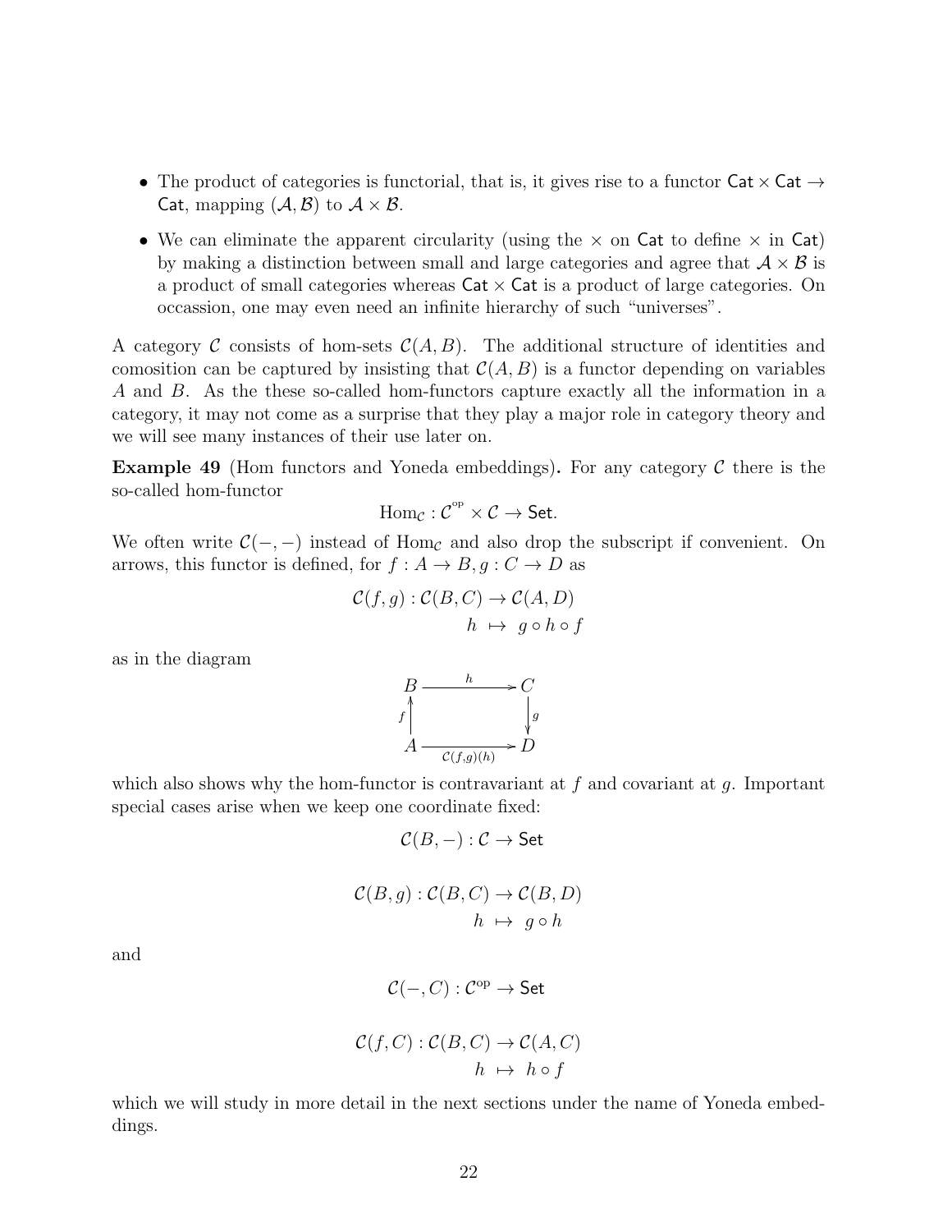- The product of categories is functorial, that is, it gives rise to a functor $\mathsf{Cat} \times \mathsf{Cat} \to \mathsf{Cat}$, mapping $(\mathcal{A}, \mathcal{B})$ to $\mathcal{A} \times \mathcal{B}$.
- We can eliminate the apparent circularity (using the $\times$ on $\mathsf{Cat}$ to define $\times$ in $\mathsf{Cat}$) by making a distinction between small and large categories and agree that $\mathcal{A} \times \mathcal{B}$ is a product of small categories whereas $\mathsf{Cat} \times \mathsf{Cat}$ is a product of large categories. On occassion, one may even need an infinite hierarchy of such "universes".

A category $\mathcal{C}$ consists of hom-sets $\mathcal{C}(A, B)$. The additional structure of identities and comosition can be captured by insisting that $\mathcal{C}(A, B)$ is a functor depending on variables $A$ and $B$. As the these so-called hom-functors capture exactly all the information in a category, it may not come as a surprise that they play a major role in category theory and we will see many instances of their use later on.

**Example 49** (Hom functors and Yoneda embeddings)**.** For any category $\mathcal{C}$ there is the so-called hom-functor

$$\mathrm{Hom}_{\mathcal{C}} : \mathcal{C}^{\mathrm{op}} \times \mathcal{C} \to \mathsf{Set}.$$

We often write $\mathcal{C}(-,-)$ instead of $\mathrm{Hom}_{\mathcal{C}}$ and also drop the subscript if convenient. On arrows, this functor is defined, for $f : A \to B, g : C \to D$ as

$$\begin{aligned} \mathcal{C}(f, g) : \mathcal{C}(B, C) &\to \mathcal{C}(A, D) \\ h &\mapsto g \circ h \circ f \end{aligned}$$

as in the diagram

$$\begin{array}{ccc} B & \xrightarrow{\quad h \quad} & C \\ {\scriptstyle f}\uparrow & & \downarrow{\scriptstyle g} \\ A & \xrightarrow[\mathcal{C}(f,g)(h)]{} & D \end{array}$$

which also shows why the hom-functor is contravariant at $f$ and covariant at $g$. Important special cases arise when we keep one coordinate fixed:

$$\mathcal{C}(B, -) : \mathcal{C} \to \mathsf{Set}$$

$$\begin{aligned} \mathcal{C}(B, g) : \mathcal{C}(B, C) &\to \mathcal{C}(B, D) \\ h &\mapsto g \circ h \end{aligned}$$

and

$$\mathcal{C}(-, C) : \mathcal{C}^{\mathrm{op}} \to \mathsf{Set}$$

$$\begin{aligned} \mathcal{C}(f, C) : \mathcal{C}(B, C) &\to \mathcal{C}(A, C) \\ h &\mapsto h \circ f \end{aligned}$$

which we will study in more detail in the next sections under the name of Yoneda embeddings.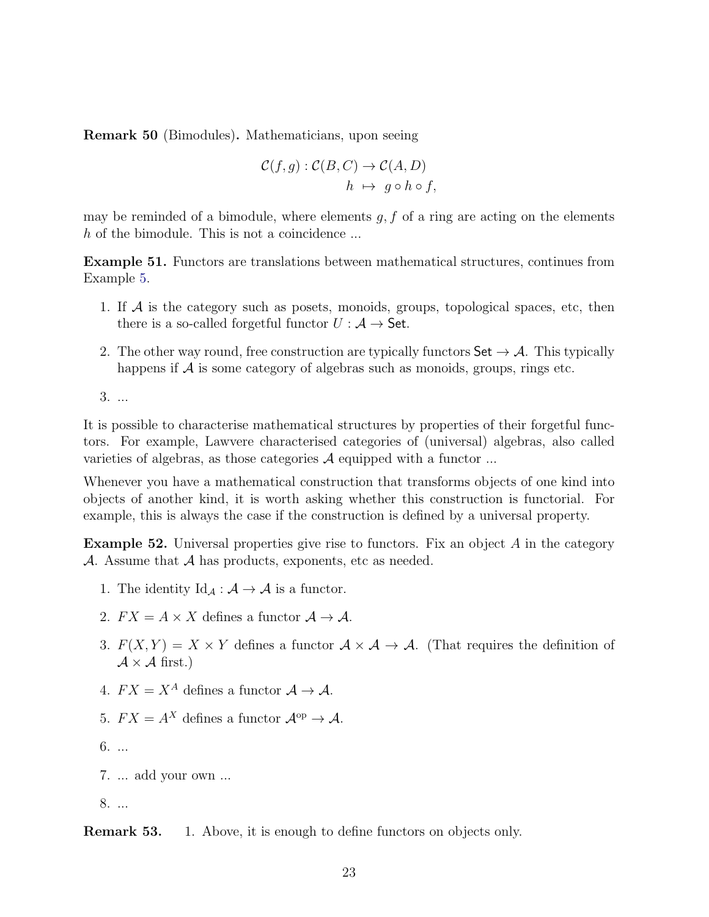**Remark 50** (Bimodules)**.** Mathematicians, upon seeing

$$\begin{aligned} \mathcal{C}(f,g) : \mathcal{C}(B,C) &\to \mathcal{C}(A,D) \\ h &\mapsto g \circ h \circ f, \end{aligned}$$

may be reminded of a bimodule, where elements $g, f$ of a ring are acting on the elements $h$ of the bimodule. This is not a coincidence ...

**Example 51.** Functors are translations between mathematical structures, continues from Example 5.

1. If $\mathcal{A}$ is the category such as posets, monoids, groups, topological spaces, etc, then there is a so-called forgetful functor $U : \mathcal{A} \to \mathsf{Set}$.
2. The other way round, free construction are typically functors $\mathsf{Set} \to \mathcal{A}$. This typically happens if $\mathcal{A}$ is some category of algebras such as monoids, groups, rings etc.
3. ...

It is possible to characterise mathematical structures by properties of their forgetful functors. For example, Lawvere characterised categories of (universal) algebras, also called varieties of algebras, as those categories $\mathcal{A}$ equipped with a functor ...

Whenever you have a mathematical construction that transforms objects of one kind into objects of another kind, it is worth asking whether this construction is functorial. For example, this is always the case if the construction is defined by a universal property.

**Example 52.** Universal properties give rise to functors. Fix an object $A$ in the category $\mathcal{A}$. Assume that $\mathcal{A}$ has products, exponents, etc as needed.

1. The identity $\mathrm{Id}_{\mathcal{A}} : \mathcal{A} \to \mathcal{A}$ is a functor.
2. $FX = A \times X$ defines a functor $\mathcal{A} \to \mathcal{A}$.
3. $F(X,Y) = X \times Y$ defines a functor $\mathcal{A} \times \mathcal{A} \to \mathcal{A}$. (That requires the definition of $\mathcal{A} \times \mathcal{A}$ first.)
4. $FX = X^A$ defines a functor $\mathcal{A} \to \mathcal{A}$.
5. $FX = A^X$ defines a functor $\mathcal{A}^{\mathrm{op}} \to \mathcal{A}$.
6. ...
7. ... add your own ...
8. ...

**Remark 53.** 1. Above, it is enough to define functors on objects only.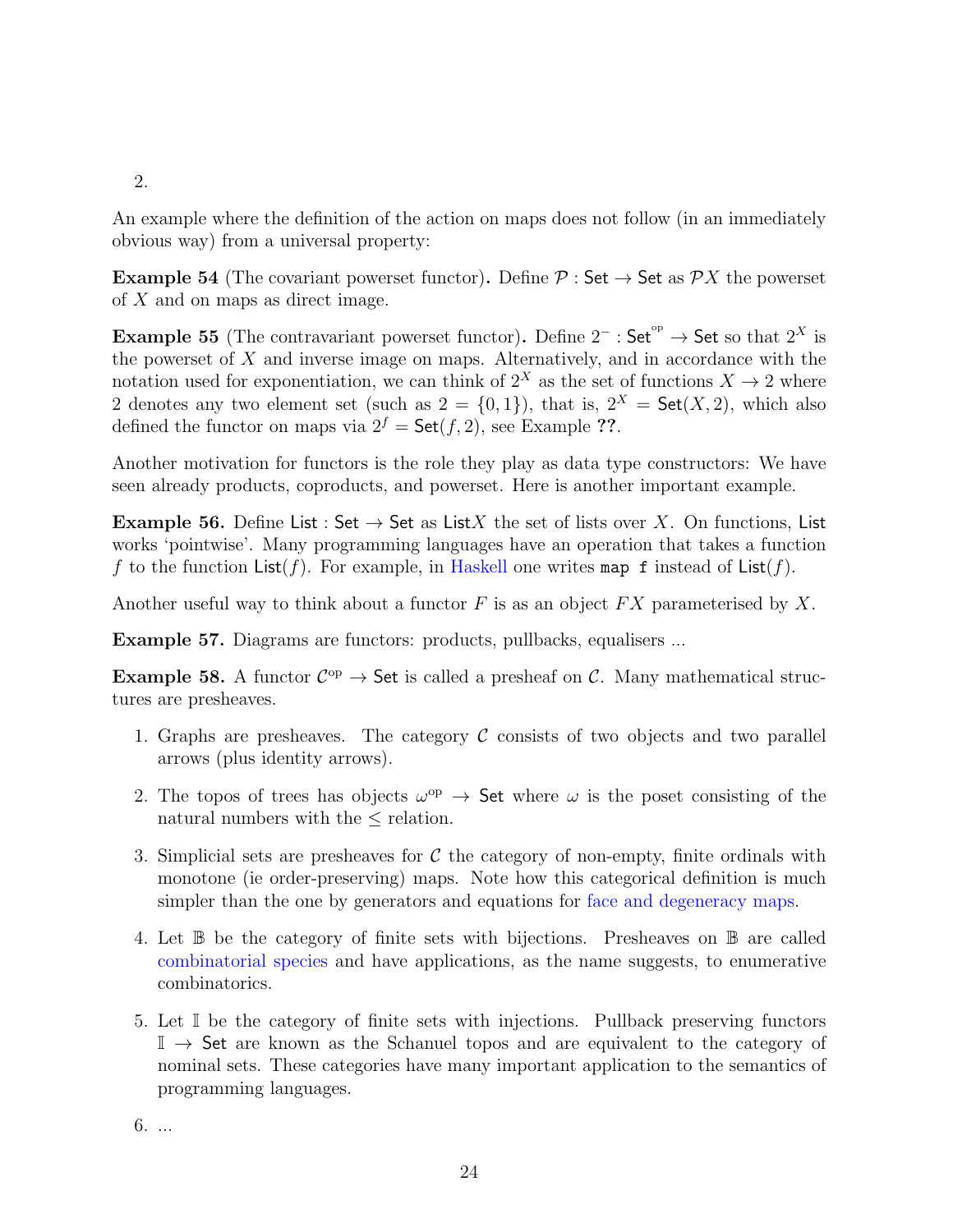2.

An example where the definition of the action on maps does not follow (in an immediately obvious way) from a universal property:

**Example 54** (The covariant powerset functor)**.** Define $\mathcal{P} : \mathsf{Set} \to \mathsf{Set}$ as $\mathcal{P}X$ the powerset of $X$ and on maps as direct image.

**Example 55** (The contravariant powerset functor)**.** Define $2^{-} : \mathsf{Set}^{\mathrm{op}} \to \mathsf{Set}$ so that $2^X$ is the powerset of $X$ and inverse image on maps. Alternatively, and in accordance with the notation used for exponentiation, we can think of $2^X$ as the set of functions $X \to 2$ where 2 denotes any two element set (such as $2 = \{0, 1\}$), that is, $2^X = \mathsf{Set}(X, 2)$, which also defined the functor on maps via $2^f = \mathsf{Set}(f, 2)$, see Example **??**.

Another motivation for functors is the role they play as data type constructors: We have seen already products, coproducts, and powerset. Here is another important example.

**Example 56.** Define $\mathsf{List} : \mathsf{Set} \to \mathsf{Set}$ as $\mathsf{List}X$ the set of lists over $X$. On functions, $\mathsf{List}$ works 'pointwise'. Many programming languages have an operation that takes a function $f$ to the function $\mathsf{List}(f)$. For example, in Haskell one writes `map f` instead of $\mathsf{List}(f)$.

Another useful way to think about a functor $F$ is as an object $FX$ parameterised by $X$.

**Example 57.** Diagrams are functors: products, pullbacks, equalisers ...

**Example 58.** A functor $\mathcal{C}^{\mathrm{op}} \to \mathsf{Set}$ is called a presheaf on $\mathcal{C}$. Many mathematical structures are presheaves.

1. Graphs are presheaves. The category $\mathcal{C}$ consists of two objects and two parallel arrows (plus identity arrows).
2. The topos of trees has objects $\omega^{\mathrm{op}} \to \mathsf{Set}$ where $\omega$ is the poset consisting of the natural numbers with the $\leq$ relation.
3. Simplicial sets are presheaves for $\mathcal{C}$ the category of non-empty, finite ordinals with monotone (ie order-preserving) maps. Note how this categorical definition is much simpler than the one by generators and equations for face and degeneracy maps.
4. Let $\mathbb{B}$ be the category of finite sets with bijections. Presheaves on $\mathbb{B}$ are called combinatorial species and have applications, as the name suggests, to enumerative combinatorics.
5. Let $\mathbb{I}$ be the category of finite sets with injections. Pullback preserving functors $\mathbb{I} \to \mathsf{Set}$ are known as the Schanuel topos and are equivalent to the category of nominal sets. These categories have many important application to the semantics of programming languages.
6. ...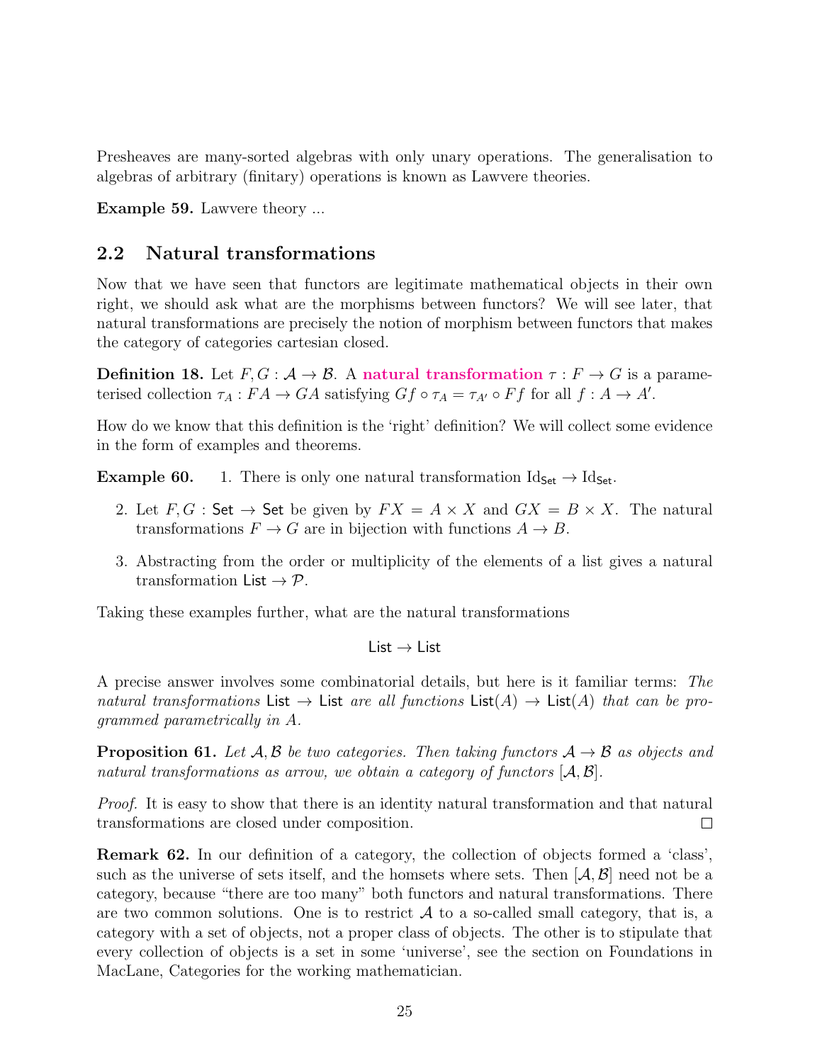Presheaves are many-sorted algebras with only unary operations. The generalisation to algebras of arbitrary (finitary) operations is known as Lawvere theories.

**Example 59.** Lawvere theory ...

## 2.2 Natural transformations

Now that we have seen that functors are legitimate mathematical objects in their own right, we should ask what are the morphisms between functors? We will see later, that natural transformations are precisely the notion of morphism between functors that makes the category of categories cartesian closed.

**Definition 18.** Let $F, G : \mathcal{A} \to \mathcal{B}$. A **natural transformation** $\tau : F \to G$ is a parameterised collection $\tau_A : FA \to GA$ satisfying $Gf \circ \tau_A = \tau_{A'} \circ Ff$ for all $f : A \to A'$.

How do we know that this definition is the 'right' definition? We will collect some evidence in the form of examples and theorems.

**Example 60.**

1. There is only one natural transformation $\mathrm{Id}_{\mathsf{Set}} \to \mathrm{Id}_{\mathsf{Set}}$.
2. Let $F, G : \mathsf{Set} \to \mathsf{Set}$ be given by $FX = A \times X$ and $GX = B \times X$. The natural transformations $F \to G$ are in bijection with functions $A \to B$.
3. Abstracting from the order or multiplicity of the elements of a list gives a natural transformation $\mathsf{List} \to \mathcal{P}$.

Taking these examples further, what are the natural transformations

$$\mathsf{List} \to \mathsf{List}$$

A precise answer involves some combinatorial details, but here is it familiar terms: *The natural transformations* $\mathsf{List} \to \mathsf{List}$ *are all functions* $\mathsf{List}(A) \to \mathsf{List}(A)$ *that can be programmed parametrically in* $A$.

**Proposition 61.** *Let $\mathcal{A}, \mathcal{B}$ be two categories. Then taking functors $\mathcal{A} \to \mathcal{B}$ as objects and natural transformations as arrow, we obtain a category of functors $[\mathcal{A}, \mathcal{B}]$.*

*Proof.* It is easy to show that there is an identity natural transformation and that natural transformations are closed under composition. □

**Remark 62.** In our definition of a category, the collection of objects formed a 'class', such as the universe of sets itself, and the homsets where sets. Then $[\mathcal{A}, \mathcal{B}]$ need not be a category, because "there are too many" both functors and natural transformations. There are two common solutions. One is to restrict $\mathcal{A}$ to a so-called small category, that is, a category with a set of objects, not a proper class of objects. The other is to stipulate that every collection of objects is a set in some 'universe', see the section on Foundations in MacLane, Categories for the working mathematician.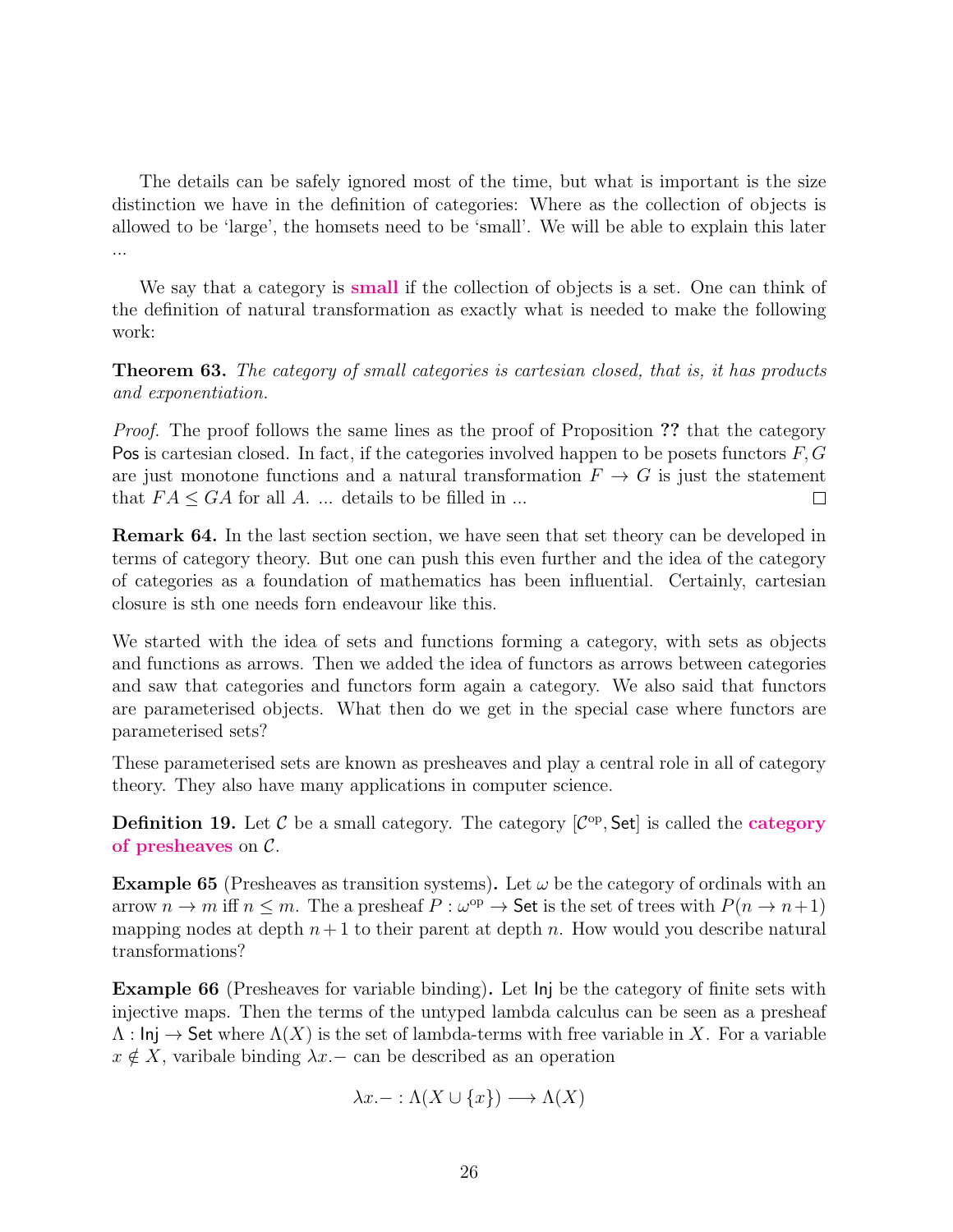The details can be safely ignored most of the time, but what is important is the size distinction we have in the definition of categories: Where as the collection of objects is allowed to be 'large', the homsets need to be 'small'. We will be able to explain this later ...

We say that a category is **small** if the collection of objects is a set. One can think of the definition of natural transformation as exactly what is needed to make the following work:

**Theorem 63.** *The category of small categories is cartesian closed, that is, it has products and exponentiation.*

*Proof.* The proof follows the same lines as the proof of Proposition **??** that the category Pos is cartesian closed. In fact, if the categories involved happen to be posets functors $F, G$ are just monotone functions and a natural transformation $F \to G$ is just the statement that $FA \leq GA$ for all $A$. ... details to be filled in ... □

**Remark 64.** In the last section section, we have seen that set theory can be developed in terms of category theory. But one can push this even further and the idea of the category of categories as a foundation of mathematics has been influential. Certainly, cartesian closure is sth one needs forn endeavour like this.

We started with the idea of sets and functions forming a category, with sets as objects and functions as arrows. Then we added the idea of functors as arrows between categories and saw that categories and functors form again a category. We also said that functors are parameterised objects. What then do we get in the special case where functors are parameterised sets?

These parameterised sets are known as presheaves and play a central role in all of category theory. They also have many applications in computer science.

**Definition 19.** Let $\mathcal{C}$ be a small category. The category $[\mathcal{C}^{\mathrm{op}}, \mathsf{Set}]$ is called the **category of presheaves** on $\mathcal{C}$.

**Example 65** (Presheaves as transition systems)**.** Let $\omega$ be the category of ordinals with an arrow $n \to m$ iff $n \leq m$. The a presheaf $P : \omega^{\mathrm{op}} \to \mathsf{Set}$ is the set of trees with $P(n \to n+1)$ mapping nodes at depth $n+1$ to their parent at depth $n$. How would you describe natural transformations?

**Example 66** (Presheaves for variable binding)**.** Let $\mathsf{Inj}$ be the category of finite sets with injective maps. Then the terms of the untyped lambda calculus can be seen as a presheaf $\Lambda : \mathsf{Inj} \to \mathsf{Set}$ where $\Lambda(X)$ is the set of lambda-terms with free variable in $X$. For a variable $x \notin X$, varibale binding $\lambda x.-$ can be described as an operation

$$\lambda x.- : \Lambda(X \cup \{x\}) \longrightarrow \Lambda(X)$$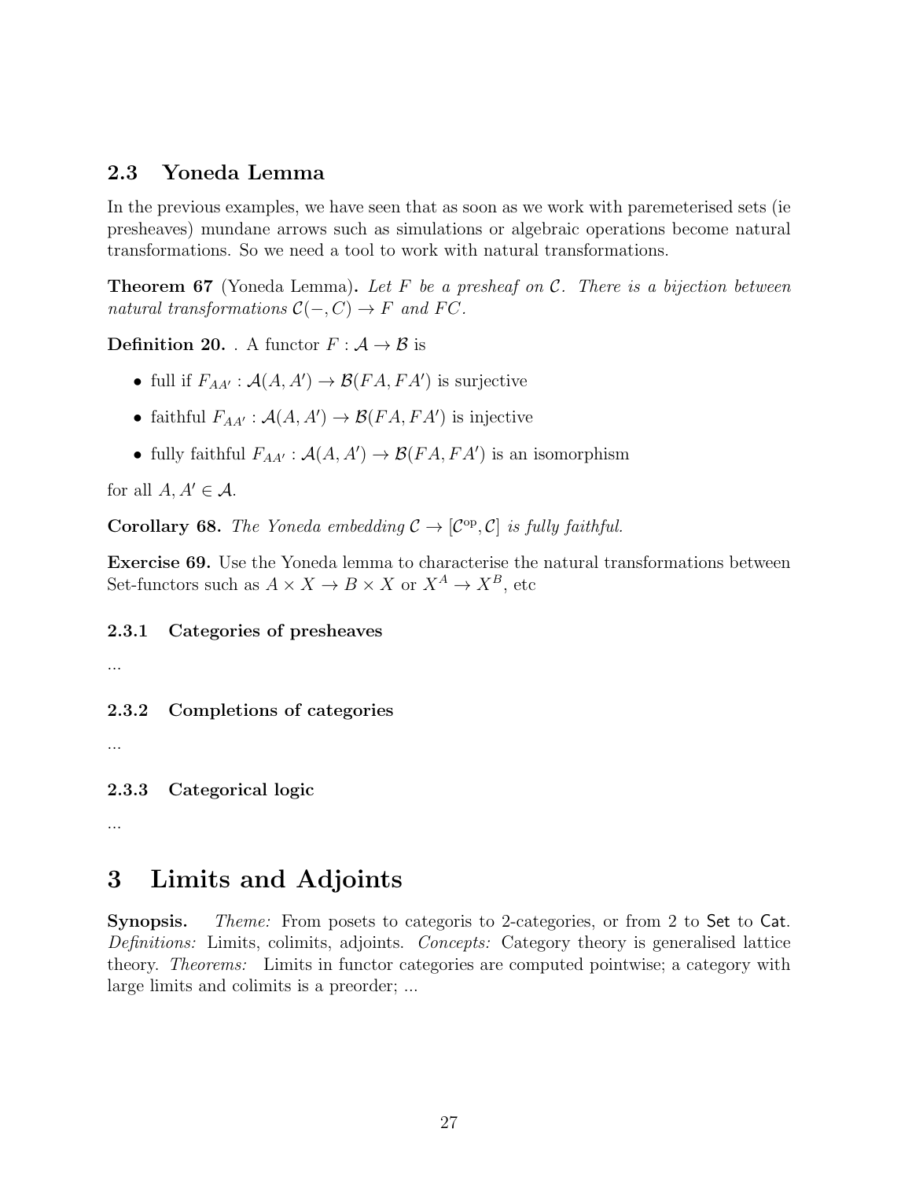## 2.3 Yoneda Lemma

In the previous examples, we have seen that as soon as we work with paremeterised sets (ie presheaves) mundane arrows such as simulations or algebraic operations become natural transformations. So we need a tool to work with natural transformations.

**Theorem 67** (Yoneda Lemma)**.** *Let $F$ be a presheaf on $\mathcal{C}$. There is a bijection between natural transformations $\mathcal{C}(-, C) \to F$ and $FC$.*

**Definition 20.** . A functor $F : \mathcal{A} \to \mathcal{B}$ is

- full if $F_{AA'} : \mathcal{A}(A, A') \to \mathcal{B}(FA, FA')$ is surjective
- faithful $F_{AA'} : \mathcal{A}(A, A') \to \mathcal{B}(FA, FA')$ is injective
- fully faithful $F_{AA'} : \mathcal{A}(A, A') \to \mathcal{B}(FA, FA')$ is an isomorphism

for all $A, A' \in \mathcal{A}$.

**Corollary 68.** *The Yoneda embedding $\mathcal{C} \to [\mathcal{C}^{\mathrm{op}}, \mathcal{C}]$ is fully faithful.*

**Exercise 69.** Use the Yoneda lemma to characterise the natural transformations between Set-functors such as $A \times X \to B \times X$ or $X^A \to X^B$, etc

### 2.3.1 Categories of presheaves

...

### 2.3.2 Completions of categories

...

### 2.3.3 Categorical logic

...

# 3 Limits and Adjoints

**Synopsis.** *Theme:* From posets to categoris to 2-categories, or from 2 to Set to Cat. *Definitions:* Limits, colimits, adjoints. *Concepts:* Category theory is generalised lattice theory. *Theorems:* Limits in functor categories are computed pointwise; a category with large limits and colimits is a preorder; ...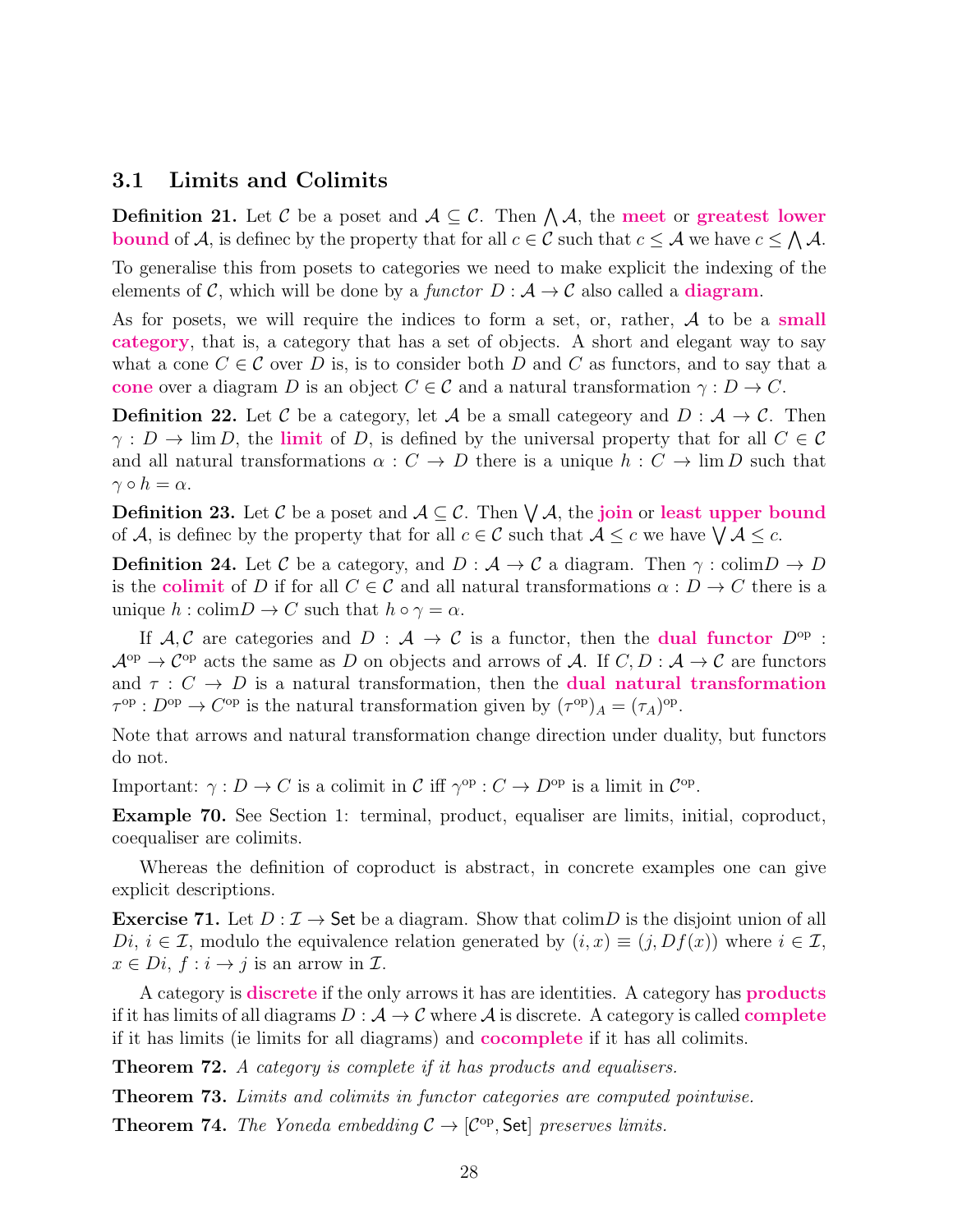### 3.1 Limits and Colimits

**Definition 21.** Let $\mathcal{C}$ be a poset and $\mathcal{A} \subseteq \mathcal{C}$. Then $\bigwedge \mathcal{A}$, the **meet** or **greatest lower bound** of $\mathcal{A}$, is definec by the property that for all $c \in \mathcal{C}$ such that $c \leq \mathcal{A}$ we have $c \leq \bigwedge \mathcal{A}$.

To generalise this from posets to categories we need to make explicit the indexing of the elements of $\mathcal{C}$, which will be done by a *functor* $D : \mathcal{A} \to \mathcal{C}$ also called a **diagram**.

As for posets, we will require the indices to form a set, or, rather, $\mathcal{A}$ to be a **small category**, that is, a category that has a set of objects. A short and elegant way to say what a cone $C \in \mathcal{C}$ over $D$ is, is to consider both $D$ and $C$ as functors, and to say that a **cone** over a diagram $D$ is an object $C \in \mathcal{C}$ and a natural transformation $\gamma : D \to C$.

**Definition 22.** Let $\mathcal{C}$ be a category, let $\mathcal{A}$ be a small categeory and $D : \mathcal{A} \to \mathcal{C}$. Then $\gamma : D \to \lim D$, the **limit** of $D$, is defined by the universal property that for all $C \in \mathcal{C}$ and all natural transformations $\alpha : C \to D$ there is a unique $h : C \to \lim D$ such that $\gamma \circ h = \alpha$.

**Definition 23.** Let $\mathcal{C}$ be a poset and $\mathcal{A} \subseteq \mathcal{C}$. Then $\bigvee \mathcal{A}$, the **join** or **least upper bound** of $\mathcal{A}$, is definec by the property that for all $c \in \mathcal{C}$ such that $\mathcal{A} \leq c$ we have $\bigvee \mathcal{A} \leq c$.

**Definition 24.** Let $\mathcal{C}$ be a category, and $D : \mathcal{A} \to \mathcal{C}$ a diagram. Then $\gamma : \mathrm{colim} D \to D$ is the **colimit** of $D$ if for all $C \in \mathcal{C}$ and all natural transformations $\alpha : D \to C$ there is a unique $h : \mathrm{colim} D \to C$ such that $h \circ \gamma = \alpha$.

If $\mathcal{A}, \mathcal{C}$ are categories and $D : \mathcal{A} \to \mathcal{C}$ is a functor, then the **dual functor** $D^{\mathrm{op}} : \mathcal{A}^{\mathrm{op}} \to \mathcal{C}^{\mathrm{op}}$ acts the same as $D$ on objects and arrows of $\mathcal{A}$. If $C, D : \mathcal{A} \to \mathcal{C}$ are functors and $\tau : C \to D$ is a natural transformation, then the **dual natural transformation** $\tau^{\mathrm{op}} : D^{\mathrm{op}} \to C^{\mathrm{op}}$ is the natural transformation given by $(\tau^{\mathrm{op}})_A = (\tau_A)^{\mathrm{op}}$.

Note that arrows and natural transformation change direction under duality, but functors do not.

Important: $\gamma : D \to C$ is a colimit in $\mathcal{C}$ iff $\gamma^{\mathrm{op}} : C \to D^{\mathrm{op}}$ is a limit in $\mathcal{C}^{\mathrm{op}}$.

**Example 70.** See Section 1: terminal, product, equaliser are limits, initial, coproduct, coequaliser are colimits.

Whereas the definition of coproduct is abstract, in concrete examples one can give explicit descriptions.

**Exercise 71.** Let $D : \mathcal{I} \to \mathsf{Set}$ be a diagram. Show that $\mathrm{colim} D$ is the disjoint union of all $Di$, $i \in \mathcal{I}$, modulo the equivalence relation generated by $(i, x) \equiv (j, Df(x))$ where $i \in \mathcal{I}$, $x \in Di$, $f : i \to j$ is an arrow in $\mathcal{I}$.

A category is **discrete** if the only arrows it has are identities. A category has **products** if it has limits of all diagrams $D : \mathcal{A} \to \mathcal{C}$ where $\mathcal{A}$ is discrete. A category is called **complete** if it has limits (ie limits for all diagrams) and **cocomplete** if it has all colimits.

**Theorem 72.** *A category is complete if it has products and equalisers.*

**Theorem 73.** *Limits and colimits in functor categories are computed pointwise.*

**Theorem 74.** *The Yoneda embedding $\mathcal{C} \to [\mathcal{C}^{\mathrm{op}}, \mathsf{Set}]$ preserves limits.*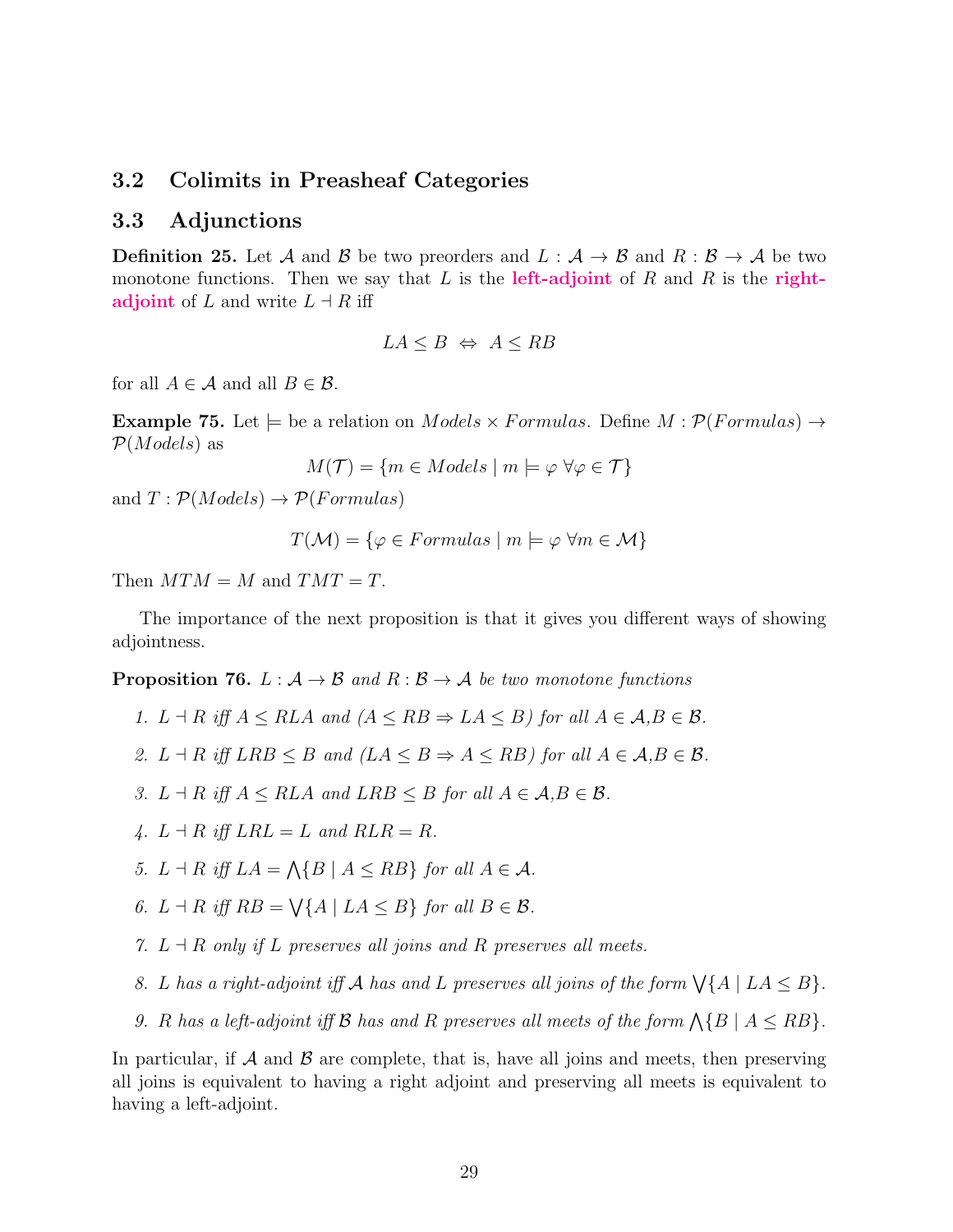## 3.2 Colimits in Preasheaf Categories

## 3.3 Adjunctions

**Definition 25.** Let $\mathcal{A}$ and $\mathcal{B}$ be two preorders and $L : \mathcal{A} \to \mathcal{B}$ and $R : \mathcal{B} \to \mathcal{A}$ be two monotone functions. Then we say that $L$ is the **left-adjoint** of $R$ and $R$ is the **right-adjoint** of $L$ and write $L \dashv R$ iff

$$LA \leq B \ \Leftrightarrow \ A \leq RB$$

for all $A \in \mathcal{A}$ and all $B \in \mathcal{B}$.

**Example 75.** Let $\models$ be a relation on $Models \times Formulas$. Define $M : \mathcal{P}(Formulas) \to \mathcal{P}(Models)$ as

$$M(\mathcal{T}) = \{m \in Models \mid m \models \varphi \ \forall \varphi \in \mathcal{T}\}$$

and $T : \mathcal{P}(Models) \to \mathcal{P}(Formulas)$

$$T(\mathcal{M}) = \{\varphi \in Formulas \mid m \models \varphi \ \forall m \in \mathcal{M}\}$$

Then $MTM = M$ and $TMT = T$.

The importance of the next proposition is that it gives you different ways of showing adjointness.

**Proposition 76.** *$L : \mathcal{A} \to \mathcal{B}$ and $R : \mathcal{B} \to \mathcal{A}$ be two monotone functions*

1. *$L \dashv R$ iff $A \leq RLA$ and ($A \leq RB \Rightarrow LA \leq B$) for all $A \in \mathcal{A}$,$B \in \mathcal{B}$.*
2. *$L \dashv R$ iff $LRB \leq B$ and ($LA \leq B \Rightarrow A \leq RB$) for all $A \in \mathcal{A}$,$B \in \mathcal{B}$.*
3. *$L \dashv R$ iff $A \leq RLA$ and $LRB \leq B$ for all $A \in \mathcal{A}$,$B \in \mathcal{B}$.*
4. *$L \dashv R$ iff $LRL = L$ and $RLR = R$.*
5. *$L \dashv R$ iff $LA = \bigwedge\{B \mid A \leq RB\}$ for all $A \in \mathcal{A}$.*
6. *$L \dashv R$ iff $RB = \bigvee\{A \mid LA \leq B\}$ for all $B \in \mathcal{B}$.*
7. *$L \dashv R$ only if $L$ preserves all joins and $R$ preserves all meets.*
8. *$L$ has a right-adjoint iff $\mathcal{A}$ has and $L$ preserves all joins of the form $\bigvee\{A \mid LA \leq B\}$.*
9. *$R$ has a left-adjoint iff $\mathcal{B}$ has and $R$ preserves all meets of the form $\bigwedge\{B \mid A \leq RB\}$.*

In particular, if $\mathcal{A}$ and $\mathcal{B}$ are complete, that is, have all joins and meets, then preserving all joins is equivalent to having a right adjoint and preserving all meets is equivalent to having a left-adjoint.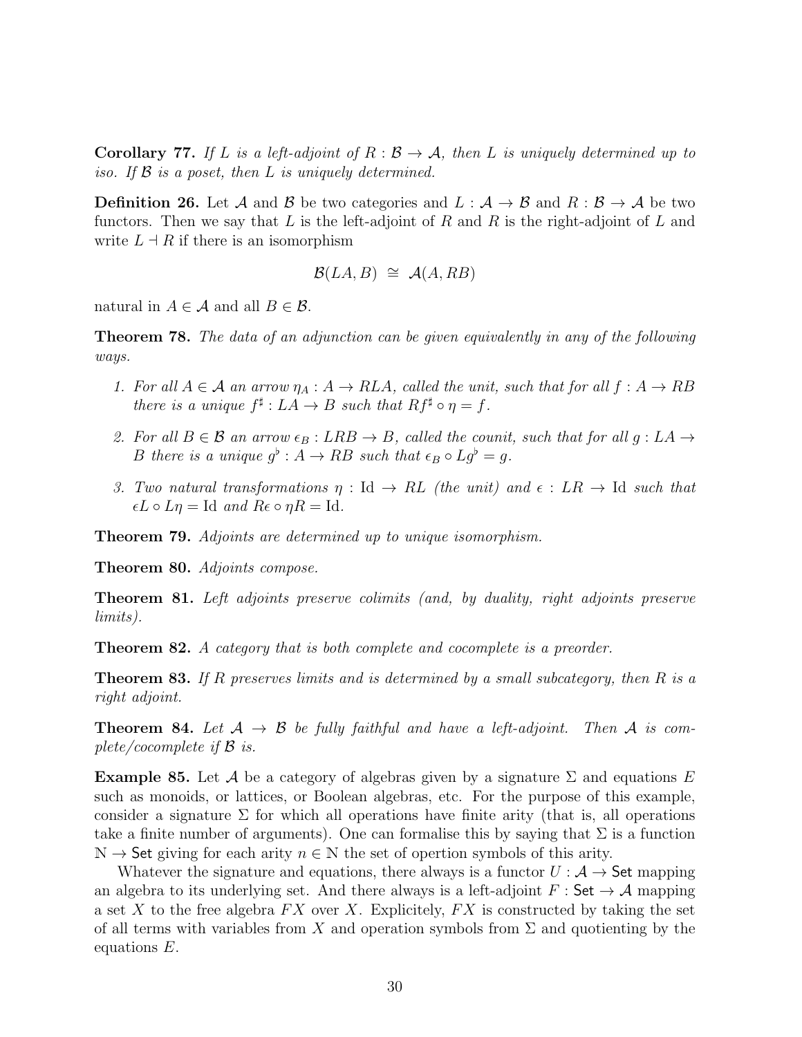**Corollary 77.** *If $L$ is a left-adjoint of $R : \mathcal{B} \to \mathcal{A}$, then $L$ is uniquely determined up to iso. If $\mathcal{B}$ is a poset, then $L$ is uniquely determined.*

**Definition 26.** Let $\mathcal{A}$ and $\mathcal{B}$ be two categories and $L : \mathcal{A} \to \mathcal{B}$ and $R : \mathcal{B} \to \mathcal{A}$ be two functors. Then we say that $L$ is the left-adjoint of $R$ and $R$ is the right-adjoint of $L$ and write $L \dashv R$ if there is an isomorphism

$$\mathcal{B}(LA, B) \;\cong\; \mathcal{A}(A, RB)$$

natural in $A \in \mathcal{A}$ and all $B \in \mathcal{B}$.

**Theorem 78.** *The data of an adjunction can be given equivalently in any of the following ways.*

1. *For all $A \in \mathcal{A}$ an arrow $\eta_A : A \to RLA$, called the unit, such that for all $f : A \to RB$ there is a unique $f^\sharp : LA \to B$ such that $Rf^\sharp \circ \eta = f$.*

2. *For all $B \in \mathcal{B}$ an arrow $\epsilon_B : LRB \to B$, called the counit, such that for all $g : LA \to B$ there is a unique $g^\flat : A \to RB$ such that $\epsilon_B \circ Lg^\flat = g$.*

3. *Two natural transformations $\eta : \mathrm{Id} \to RL$ (the unit) and $\epsilon : LR \to \mathrm{Id}$ such that $\epsilon L \circ L\eta = \mathrm{Id}$ and $R\epsilon \circ \eta R = \mathrm{Id}$.*

**Theorem 79.** *Adjoints are determined up to unique isomorphism.*

**Theorem 80.** *Adjoints compose.*

**Theorem 81.** *Left adjoints preserve colimits (and, by duality, right adjoints preserve limits).*

**Theorem 82.** *A category that is both complete and cocomplete is a preorder.*

**Theorem 83.** *If $R$ preserves limits and is determined by a small subcategory, then $R$ is a right adjoint.*

**Theorem 84.** *Let $\mathcal{A} \to \mathcal{B}$ be fully faithful and have a left-adjoint. Then $\mathcal{A}$ is complete/cocomplete if $\mathcal{B}$ is.*

**Example 85.** Let $\mathcal{A}$ be a category of algebras given by a signature $\Sigma$ and equations $E$ such as monoids, or lattices, or Boolean algebras, etc. For the purpose of this example, consider a signature $\Sigma$ for which all operations have finite arity (that is, all operations take a finite number of arguments). One can formalise this by saying that $\Sigma$ is a function $\mathbb{N} \to \mathsf{Set}$ giving for each arity $n \in \mathbb{N}$ the set of opertion symbols of this arity.

Whatever the signature and equations, there always is a functor $U : \mathcal{A} \to \mathsf{Set}$ mapping an algebra to its underlying set. And there always is a left-adjoint $F : \mathsf{Set} \to \mathcal{A}$ mapping a set $X$ to the free algebra $FX$ over $X$. Explicitely, $FX$ is constructed by taking the set of all terms with variables from $X$ and operation symbols from $\Sigma$ and quotienting by the equations $E$.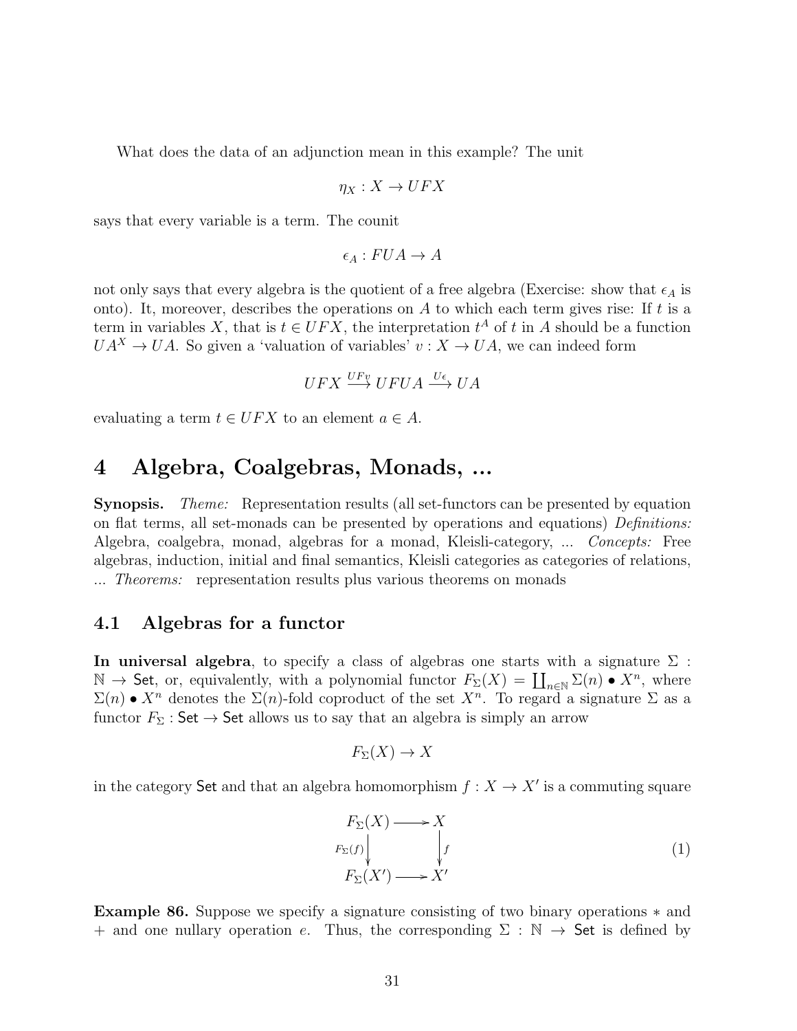What does the data of an adjunction mean in this example? The unit

$$\eta_X : X \to UFX$$

says that every variable is a term. The counit

$$\epsilon_A : FUA \to A$$

not only says that every algebra is the quotient of a free algebra (Exercise: show that $\epsilon_A$ is onto). It, moreover, describes the operations on $A$ to which each term gives rise: If $t$ is a term in variables $X$, that is $t \in UFX$, the interpretation $t^A$ of $t$ in $A$ should be a function $UA^X \to UA$. So given a 'valuation of variables' $v : X \to UA$, we can indeed form

$$UFX \xrightarrow{UFv} UFUA \xrightarrow{U\epsilon} UA$$

evaluating a term $t \in UFX$ to an element $a \in A$.

# 4 Algebra, Coalgebras, Monads, ...

**Synopsis.** *Theme:* Representation results (all set-functors can be presented by equation on flat terms, all set-monads can be presented by operations and equations) *Definitions:* Algebra, coalgebra, monad, algebras for a monad, Kleisli-category, ... *Concepts:* Free algebras, induction, initial and final semantics, Kleisli categories as categories of relations, ... *Theorems:* representation results plus various theorems on monads

## 4.1 Algebras for a functor

**In universal algebra**, to specify a class of algebras one starts with a signature $\Sigma : \mathbb{N} \to \mathsf{Set}$, or, equivalently, with a polynomial functor $F_\Sigma(X) = \coprod_{n \in \mathbb{N}} \Sigma(n) \bullet X^n$, where $\Sigma(n) \bullet X^n$ denotes the $\Sigma(n)$-fold coproduct of the set $X^n$. To regard a signature $\Sigma$ as a functor $F_\Sigma : \mathsf{Set} \to \mathsf{Set}$ allows us to say that an algebra is simply an arrow

$$F_\Sigma(X) \to X$$

in the category $\mathsf{Set}$ and that an algebra homomorphism $f : X \to X'$ is a commuting square

$$\begin{array}{ccc} F_\Sigma(X) & \longrightarrow & X \\ {\scriptstyle F_\Sigma(f)}\downarrow & & \downarrow{\scriptstyle f} \\ F_\Sigma(X') & \longrightarrow & X' \end{array} \tag{1}$$

**Example 86.** Suppose we specify a signature consisting of two binary operations $*$ and $+$ and one nullary operation $e$. Thus, the corresponding $\Sigma : \mathbb{N} \to \mathsf{Set}$ is defined by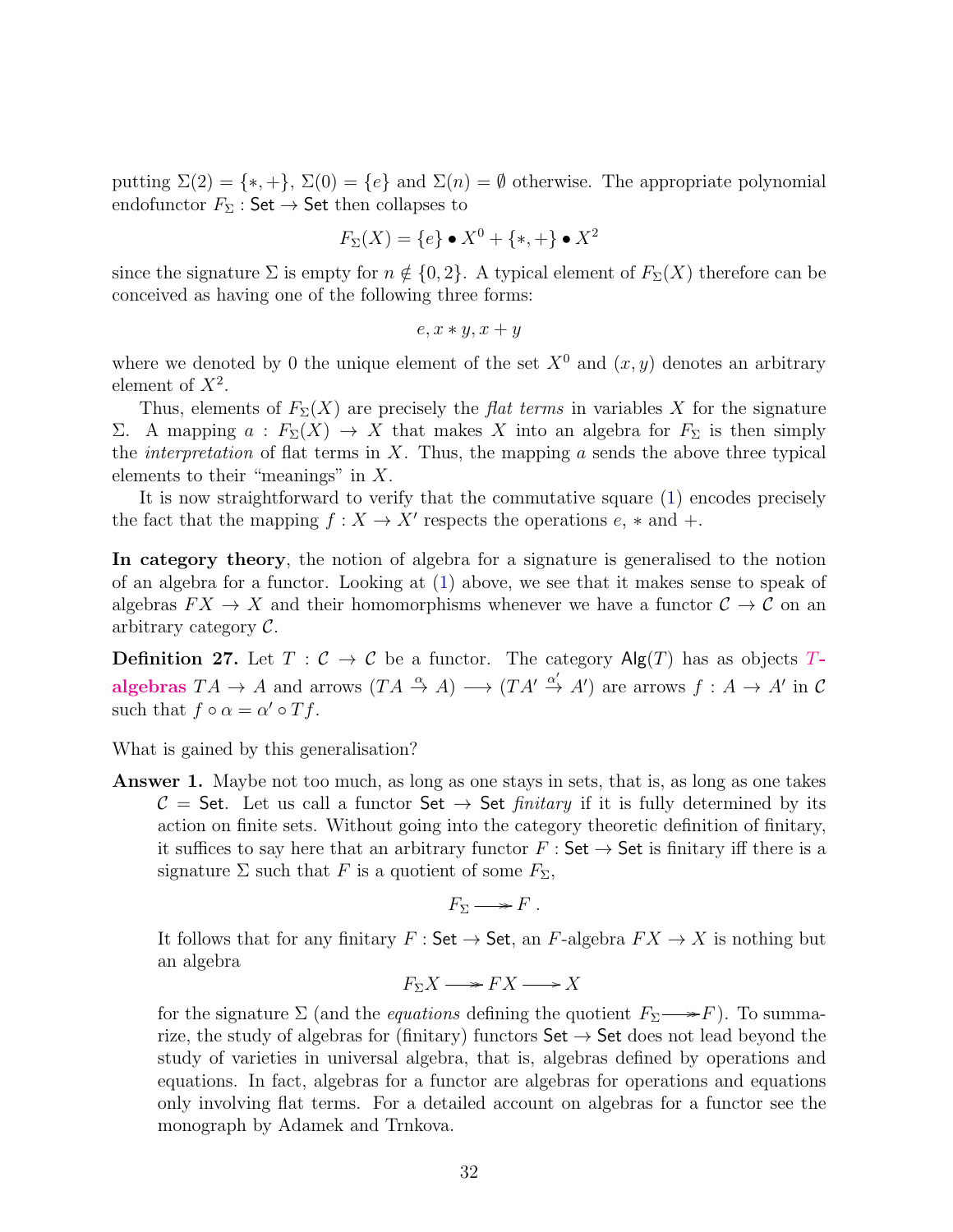putting $\Sigma(2) = \{*, +\}$, $\Sigma(0) = \{e\}$ and $\Sigma(n) = \emptyset$ otherwise. The appropriate polynomial endofunctor $F_\Sigma : \mathsf{Set} \to \mathsf{Set}$ then collapses to

$$F_\Sigma(X) = \{e\} \bullet X^0 + \{*, +\} \bullet X^2$$

since the signature $\Sigma$ is empty for $n \notin \{0, 2\}$. A typical element of $F_\Sigma(X)$ therefore can be conceived as having one of the following three forms:

$$e, x * y, x + y$$

where we denoted by 0 the unique element of the set $X^0$ and $(x, y)$ denotes an arbitrary element of $X^2$.

Thus, elements of $F_\Sigma(X)$ are precisely the *flat terms* in variables $X$ for the signature $\Sigma$. A mapping $a : F_\Sigma(X) \to X$ that makes $X$ into an algebra for $F_\Sigma$ is then simply the *interpretation* of flat terms in $X$. Thus, the mapping $a$ sends the above three typical elements to their "meanings" in $X$.

It is now straightforward to verify that the commutative square (1) encodes precisely the fact that the mapping $f : X \to X'$ respects the operations $e$, $*$ and $+$.

**In category theory**, the notion of algebra for a signature is generalised to the notion of an algebra for a functor. Looking at (1) above, we see that it makes sense to speak of algebras $FX \to X$ and their homomorphisms whenever we have a functor $\mathcal{C} \to \mathcal{C}$ on an arbitrary category $\mathcal{C}$.

**Definition 27.** Let $T : \mathcal{C} \to \mathcal{C}$ be a functor. The category $\mathsf{Alg}(T)$ has as objects **$T$-algebras** $TA \to A$ and arrows $(TA \overset{\alpha}{\to} A) \longrightarrow (TA' \overset{\alpha'}{\to} A')$ are arrows $f : A \to A'$ in $\mathcal{C}$ such that $f \circ \alpha = \alpha' \circ Tf$.

What is gained by this generalisation?

**Answer 1.** Maybe not too much, as long as one stays in sets, that is, as long as one takes $\mathcal{C} = \mathsf{Set}$. Let us call a functor $\mathsf{Set} \to \mathsf{Set}$ *finitary* if it is fully determined by its action on finite sets. Without going into the category theoretic definition of finitary, it suffices to say here that an arbitrary functor $F : \mathsf{Set} \to \mathsf{Set}$ is finitary iff there is a signature $\Sigma$ such that $F$ is a quotient of some $F_\Sigma$,

$$F_\Sigma \twoheadrightarrow F\,.$$

It follows that for any finitary $F : \mathsf{Set} \to \mathsf{Set}$, an $F$-algebra $FX \to X$ is nothing but an algebra

$$F_\Sigma X \twoheadrightarrow FX \longrightarrow X$$

for the signature $\Sigma$ (and the *equations* defining the quotient $F_\Sigma \twoheadrightarrow F$). To summarize, the study of algebras for (finitary) functors $\mathsf{Set} \to \mathsf{Set}$ does not lead beyond the study of varieties in universal algebra, that is, algebras defined by operations and equations. In fact, algebras for a functor are algebras for operations and equations only involving flat terms. For a detailed account on algebras for a functor see the monograph by Adamek and Trnkova.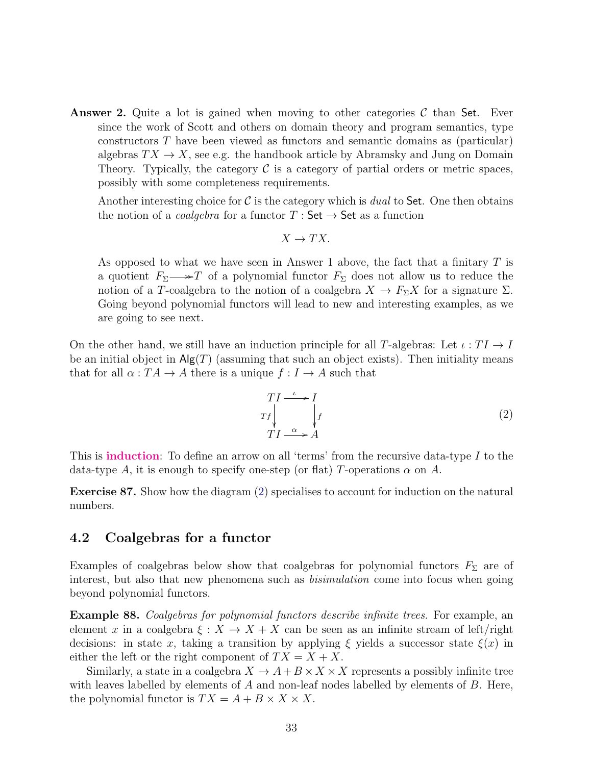**Answer 2.** Quite a lot is gained when moving to other categories $\mathcal{C}$ than $\mathsf{Set}$. Ever since the work of Scott and others on domain theory and program semantics, type constructors $T$ have been viewed as functors and semantic domains as (particular) algebras $TX \to X$, see e.g. the handbook article by Abramsky and Jung on Domain Theory. Typically, the category $\mathcal{C}$ is a category of partial orders or metric spaces, possibly with some completeness requirements.

Another interesting choice for $\mathcal{C}$ is the category which is *dual* to $\mathsf{Set}$. One then obtains the notion of a *coalgebra* for a functor $T : \mathsf{Set} \to \mathsf{Set}$ as a function

$$X \to TX.$$

As opposed to what we have seen in Answer 1 above, the fact that a finitary $T$ is a quotient $F_\Sigma \twoheadrightarrow T$ of a polynomial functor $F_\Sigma$ does not allow us to reduce the notion of a $T$-coalgebra to the notion of a coalgebra $X \to F_\Sigma X$ for a signature $\Sigma$. Going beyond polynomial functors will lead to new and interesting examples, as we are going to see next.

On the other hand, we still have an induction principle for all $T$-algebras: Let $\iota : TI \to I$ be an initial object in $\mathsf{Alg}(T)$ (assuming that such an object exists). Then initiality means that for all $\alpha : TA \to A$ there is a unique $f : I \to A$ such that

$$\begin{array}{ccc} TI & \xrightarrow{\iota} & I \\ {\scriptstyle Tf}\downarrow & & \downarrow{\scriptstyle f} \\ TI & \xrightarrow{\alpha} & A \end{array} \tag{2}$$

This is **induction**: To define an arrow on all 'terms' from the recursive data-type $I$ to the data-type $A$, it is enough to specify one-step (or flat) $T$-operations $\alpha$ on $A$.

**Exercise 87.** Show how the diagram (2) specialises to account for induction on the natural numbers.

## 4.2 Coalgebras for a functor

Examples of coalgebras below show that coalgebras for polynomial functors $F_\Sigma$ are of interest, but also that new phenomena such as *bisimulation* come into focus when going beyond polynomial functors.

**Example 88.** *Coalgebras for polynomial functors describe infinite trees.* For example, an element $x$ in a coalgebra $\xi : X \to X + X$ can be seen as an infinite stream of left/right decisions: in state $x$, taking a transition by applying $\xi$ yields a successor state $\xi(x)$ in either the left or the right component of $TX = X + X$.

Similarly, a state in a coalgebra $X \to A + B \times X \times X$ represents a possibly infinite tree with leaves labelled by elements of $A$ and non-leaf nodes labelled by elements of $B$. Here, the polynomial functor is $TX = A + B \times X \times X$.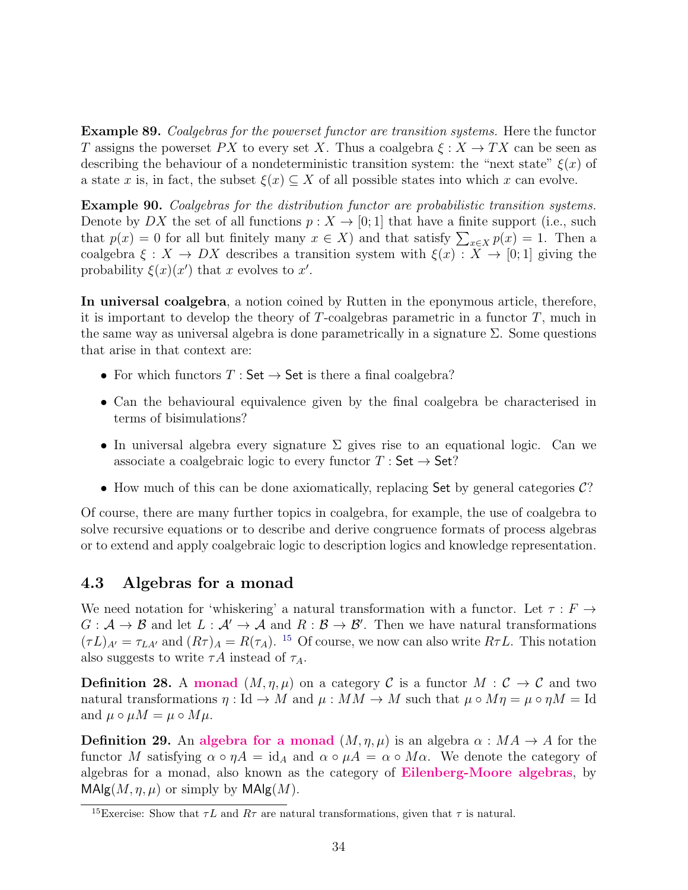**Example 89.** *Coalgebras for the powerset functor are transition systems.* Here the functor $T$ assigns the powerset $PX$ to every set $X$. Thus a coalgebra $\xi : X \to TX$ can be seen as describing the behaviour of a nondeterministic transition system: the "next state" $\xi(x)$ of a state $x$ is, in fact, the subset $\xi(x) \subseteq X$ of all possible states into which $x$ can evolve.

**Example 90.** *Coalgebras for the distribution functor are probabilistic transition systems.* Denote by $DX$ the set of all functions $p : X \to [0;1]$ that have a finite support (i.e., such that $p(x) = 0$ for all but finitely many $x \in X$) and that satisfy $\sum_{x \in X} p(x) = 1$. Then a coalgebra $\xi : X \to DX$ describes a transition system with $\xi(x) : X \to [0;1]$ giving the probability $\xi(x)(x')$ that $x$ evolves to $x'$.

**In universal coalgebra**, a notion coined by Rutten in the eponymous article, therefore, it is important to develop the theory of $T$-coalgebras parametric in a functor $T$, much in the same way as universal algebra is done parametrically in a signature $\Sigma$. Some questions that arise in that context are:

- For which functors $T : \mathsf{Set} \to \mathsf{Set}$ is there a final coalgebra?
- Can the behavioural equivalence given by the final coalgebra be characterised in terms of bisimulations?
- In universal algebra every signature $\Sigma$ gives rise to an equational logic. Can we associate a coalgebraic logic to every functor $T : \mathsf{Set} \to \mathsf{Set}$?
- How much of this can be done axiomatically, replacing $\mathsf{Set}$ by general categories $\mathcal{C}$?

Of course, there are many further topics in coalgebra, for example, the use of coalgebra to solve recursive equations or to describe and derive congruence formats of process algebras or to extend and apply coalgebraic logic to description logics and knowledge representation.

## 4.3 Algebras for a monad

We need notation for 'whiskering' a natural transformation with a functor. Let $\tau : F \to G : \mathcal{A} \to \mathcal{B}$ and let $L : \mathcal{A}' \to \mathcal{A}$ and $R : \mathcal{B} \to \mathcal{B}'$. Then we have natural transformations $(\tau L)_{A'} = \tau_{LA'}$ and $(R\tau)_A = R(\tau_A)$. [15] Of course, we now can also write $R\tau L$. This notation also suggests to write $\tau A$ instead of $\tau_A$.

**Definition 28.** A **monad** $(M, \eta, \mu)$ on a category $\mathcal{C}$ is a functor $M : \mathcal{C} \to \mathcal{C}$ and two natural transformations $\eta : \mathrm{Id} \to M$ and $\mu : MM \to M$ such that $\mu \circ M\eta = \mu \circ \eta M = \mathrm{Id}$ and $\mu \circ \mu M = \mu \circ M\mu$.

**Definition 29.** An **algebra for a monad** $(M, \eta, \mu)$ is an algebra $\alpha : MA \to A$ for the functor $M$ satisfying $\alpha \circ \eta A = \mathrm{id}_A$ and $\alpha \circ \mu A = \alpha \circ M\alpha$. We denote the category of algebras for a monad, also known as the category of **Eilenberg-Moore algebras**, by $\mathsf{MAlg}(M, \eta, \mu)$ or simply by $\mathsf{MAlg}(M)$.

[15] Exercise: Show that $\tau L$ and $R\tau$ are natural transformations, given that $\tau$ is natural.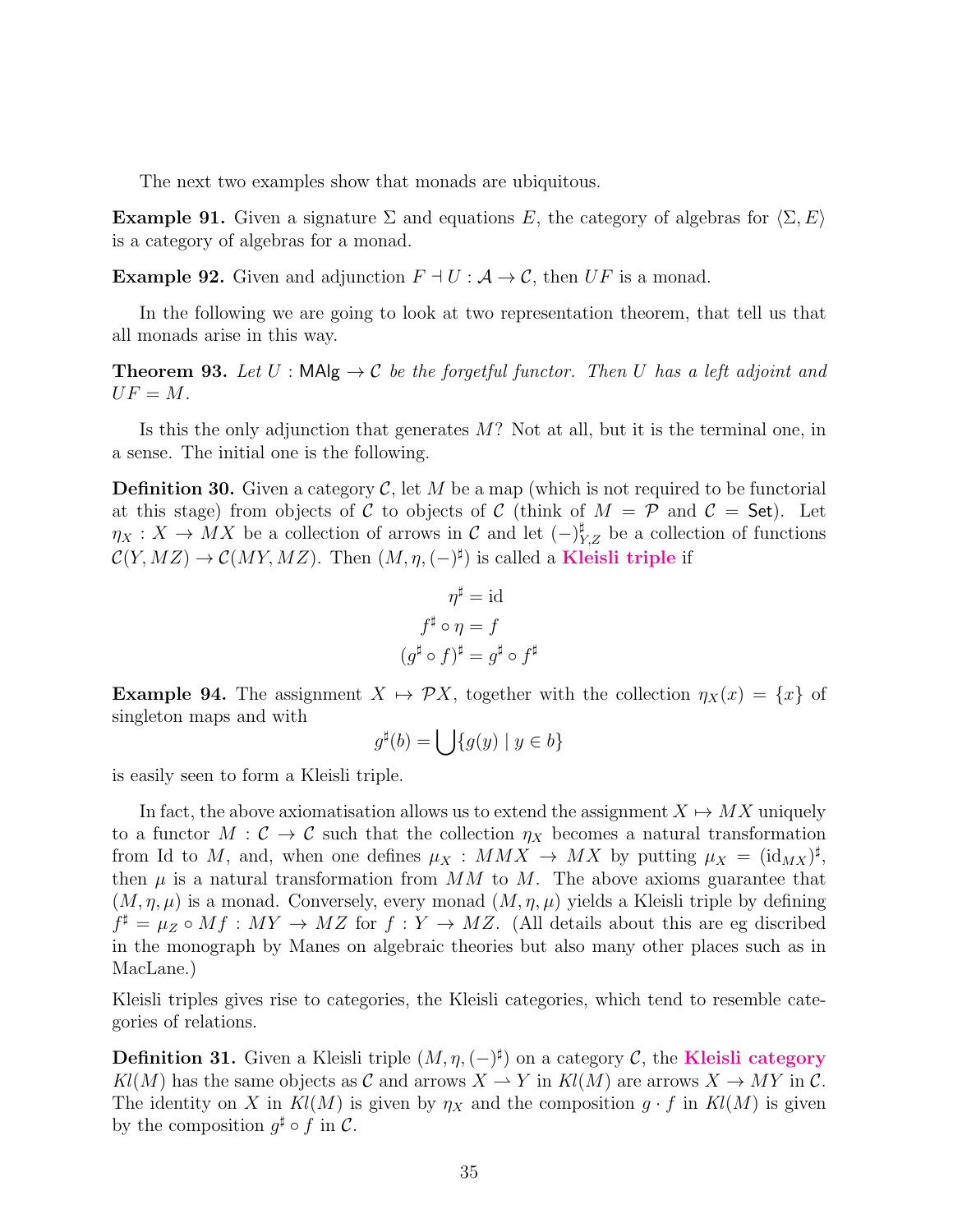The next two examples show that monads are ubiquitous.

**Example 91.** Given a signature $\Sigma$ and equations $E$, the category of algebras for $\langle \Sigma, E \rangle$ is a category of algebras for a monad.

**Example 92.** Given and adjunction $F \dashv U : \mathcal{A} \to \mathcal{C}$, then $UF$ is a monad.

In the following we are going to look at two representation theorem, that tell us that all monads arise in this way.

**Theorem 93.** *Let $U : \mathsf{MAlg} \to \mathcal{C}$ be the forgetful functor. Then $U$ has a left adjoint and $UF = M$.*

Is this the only adjunction that generates $M$? Not at all, but it is the terminal one, in a sense. The initial one is the following.

**Definition 30.** Given a category $\mathcal{C}$, let $M$ be a map (which is not required to be functorial at this stage) from objects of $\mathcal{C}$ to objects of $\mathcal{C}$ (think of $M = \mathcal{P}$ and $\mathcal{C} = \mathsf{Set}$). Let $\eta_X : X \to MX$ be a collection of arrows in $\mathcal{C}$ and let $(-)^\sharp_{Y,Z}$ be a collection of functions $\mathcal{C}(Y, MZ) \to \mathcal{C}(MY, MZ)$. Then $(M, \eta, (-)^\sharp)$ is called a **Kleisli triple** if

$$\eta^\sharp = \mathrm{id}$$
$$f^\sharp \circ \eta = f$$
$$(g^\sharp \circ f)^\sharp = g^\sharp \circ f^\sharp$$

**Example 94.** The assignment $X \mapsto \mathcal{P}X$, together with the collection $\eta_X(x) = \{x\}$ of singleton maps and with

$$g^\sharp(b) = \bigcup\{g(y) \mid y \in b\}$$

is easily seen to form a Kleisli triple.

In fact, the above axiomatisation allows us to extend the assignment $X \mapsto MX$ uniquely to a functor $M : \mathcal{C} \to \mathcal{C}$ such that the collection $\eta_X$ becomes a natural transformation from Id to $M$, and, when one defines $\mu_X : MMX \to MX$ by putting $\mu_X = (\mathrm{id}_{MX})^\sharp$, then $\mu$ is a natural transformation from $MM$ to $M$. The above axioms guarantee that $(M, \eta, \mu)$ is a monad. Conversely, every monad $(M, \eta, \mu)$ yields a Kleisli triple by defining $f^\sharp = \mu_Z \circ Mf : MY \to MZ$ for $f : Y \to MZ$. (All details about this are eg discribed in the monograph by Manes on algebraic theories but also many other places such as in MacLane.)

Kleisli triples gives rise to categories, the Kleisli categories, which tend to resemble categories of relations.

**Definition 31.** Given a Kleisli triple $(M, \eta, (-)^\sharp)$ on a category $\mathcal{C}$, the **Kleisli category** $Kl(M)$ has the same objects as $\mathcal{C}$ and arrows $X \rightharpoonup Y$ in $Kl(M)$ are arrows $X \to MY$ in $\mathcal{C}$. The identity on $X$ in $Kl(M)$ is given by $\eta_X$ and the composition $g \cdot f$ in $Kl(M)$ is given by the composition $g^\sharp \circ f$ in $\mathcal{C}$.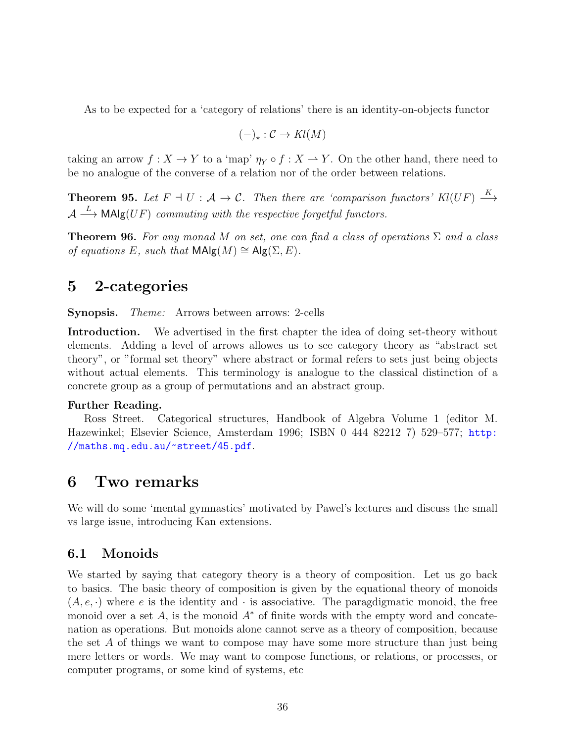As to be expected for a 'category of relations' there is an identity-on-objects functor

$$(-)_\star : \mathcal{C} \to Kl(M)$$

taking an arrow $f : X \to Y$ to a 'map' $\eta_Y \circ f : X \rightharpoonup Y$. On the other hand, there need to be no analogue of the converse of a relation nor of the order between relations.

**Theorem 95.** *Let $F \dashv U : \mathcal{A} \to \mathcal{C}$. Then there are 'comparison functors' $Kl(UF) \xrightarrow{K} \mathcal{A} \xrightarrow{L} \mathsf{MAlg}(UF)$ commuting with the respective forgetful functors.*

**Theorem 96.** *For any monad $M$ on set, one can find a class of operations $\Sigma$ and a class of equations $E$, such that $\mathsf{MAlg}(M) \cong \mathsf{Alg}(\Sigma, E)$.*

# 5 2-categories

**Synopsis.** *Theme:* Arrows between arrows: 2-cells

**Introduction.** We advertised in the first chapter the idea of doing set-theory without elements. Adding a level of arrows allowes us to see category theory as "abstract set theory", or "formal set theory" where abstract or formal refers to sets just being objects without actual elements. This terminology is analogue to the classical distinction of a concrete group as a group of permutations and an abstract group.

**Further Reading.**
Ross Street. Categorical structures, Handbook of Algebra Volume 1 (editor M. Hazewinkel; Elsevier Science, Amsterdam 1996; ISBN 0 444 82212 7) 529–577; http://maths.mq.edu.au/~street/45.pdf.

# 6 Two remarks

We will do some 'mental gymnastics' motivated by Pawel's lectures and discuss the small vs large issue, introducing Kan extensions.

## 6.1 Monoids

We started by saying that category theory is a theory of composition. Let us go back to basics. The basic theory of composition is given by the equational theory of monoids $(A, e, \cdot)$ where $e$ is the identity and $\cdot$ is associative. The paradgigmatic monoid, the free monoid over a set $A$, is the monoid $A^*$ of finite words with the empty word and concatenation as operations. But monoids alone cannot serve as a theory of composition, because the set $A$ of things we want to compose may have some more structure than just being mere letters or words. We may want to compose functions, or relations, or processes, or computer programs, or some kind of systems, etc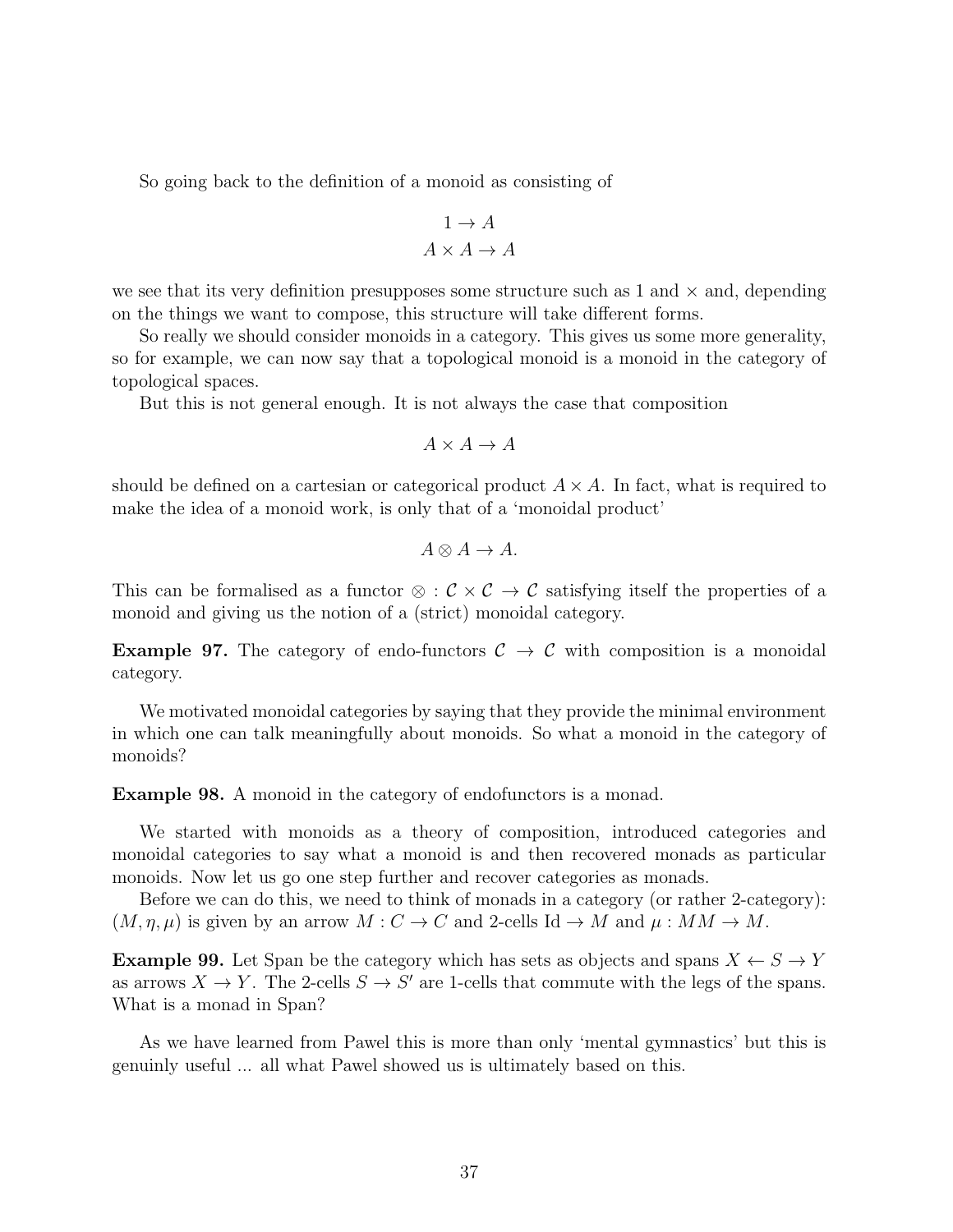So going back to the definition of a monoid as consisting of

$$1 \to A$$
$$A \times A \to A$$

we see that its very definition presupposes some structure such as 1 and $\times$ and, depending on the things we want to compose, this structure will take different forms.

So really we should consider monoids in a category. This gives us some more generality, so for example, we can now say that a topological monoid is a monoid in the category of topological spaces.

But this is not general enough. It is not always the case that composition

$$A \times A \to A$$

should be defined on a cartesian or categorical product $A \times A$. In fact, what is required to make the idea of a monoid work, is only that of a 'monoidal product'

$$A \otimes A \to A.$$

This can be formalised as a functor $\otimes : \mathcal{C} \times \mathcal{C} \to \mathcal{C}$ satisfying itself the properties of a monoid and giving us the notion of a (strict) monoidal category.

**Example 97.** The category of endo-functors $\mathcal{C} \to \mathcal{C}$ with composition is a monoidal category.

We motivated monoidal categories by saying that they provide the minimal environment in which one can talk meaningfully about monoids. So what a monoid in the category of monoids?

**Example 98.** A monoid in the category of endofunctors is a monad.

We started with monoids as a theory of composition, introduced categories and monoidal categories to say what a monoid is and then recovered monads as particular monoids. Now let us go one step further and recover categories as monads.

Before we can do this, we need to think of monads in a category (or rather 2-category): $(M, \eta, \mu)$ is given by an arrow $M : C \to C$ and 2-cells $\mathrm{Id} \to M$ and $\mu : MM \to M$.

**Example 99.** Let Span be the category which has sets as objects and spans $X \leftarrow S \to Y$ as arrows $X \to Y$. The 2-cells $S \to S'$ are 1-cells that commute with the legs of the spans. What is a monad in Span?

As we have learned from Pawel this is more than only 'mental gymnastics' but this is genuinly useful ... all what Pawel showed us is ultimately based on this.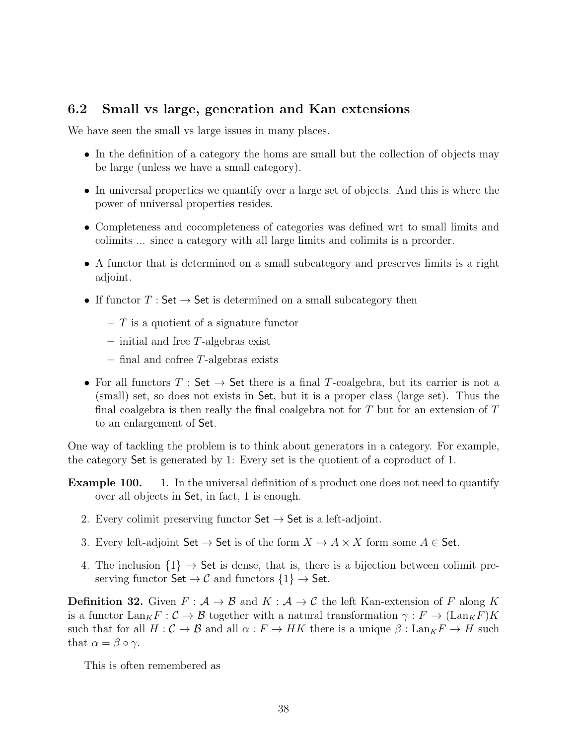## 6.2 Small vs large, generation and Kan extensions

We have seen the small vs large issues in many places.

- In the definition of a category the homs are small but the collection of objects may be large (unless we have a small category).
- In universal properties we quantify over a large set of objects. And this is where the power of universal properties resides.
- Completeness and cocompleteness of categories was defined wrt to small limits and colimits ... since a category with all large limits and colimits is a preorder.
- A functor that is determined on a small subcategory and preserves limits is a right adjoint.
- If functor $T : \mathsf{Set} \to \mathsf{Set}$ is determined on a small subcategory then
  - $T$ is a quotient of a signature functor
  - initial and free $T$-algebras exist
  - final and cofree $T$-algebras exists
- For all functors $T : \mathsf{Set} \to \mathsf{Set}$ there is a final $T$-coalgebra, but its carrier is not a (small) set, so does not exists in $\mathsf{Set}$, but it is a proper class (large set). Thus the final coalgebra is then really the final coalgebra not for $T$ but for an extension of $T$ to an enlargement of $\mathsf{Set}$.

One way of tackling the problem is to think about generators in a category. For example, the category $\mathsf{Set}$ is generated by 1: Every set is the quotient of a coproduct of 1.

**Example 100.**
1. In the universal definition of a product one does not need to quantify over all objects in $\mathsf{Set}$, in fact, 1 is enough.
2. Every colimit preserving functor $\mathsf{Set} \to \mathsf{Set}$ is a left-adjoint.
3. Every left-adjoint $\mathsf{Set} \to \mathsf{Set}$ is of the form $X \mapsto A \times X$ form some $A \in \mathsf{Set}$.
4. The inclusion $\{1\} \to \mathsf{Set}$ is dense, that is, there is a bijection between colimit preserving functor $\mathsf{Set} \to \mathcal{C}$ and functors $\{1\} \to \mathsf{Set}$.

**Definition 32.** Given $F : \mathcal{A} \to \mathcal{B}$ and $K : \mathcal{A} \to \mathcal{C}$ the left Kan-extension of $F$ along $K$ is a functor $\mathrm{Lan}_K F : \mathcal{C} \to \mathcal{B}$ together with a natural transformation $\gamma : F \to (\mathrm{Lan}_K F)K$ such that for all $H : \mathcal{C} \to \mathcal{B}$ and all $\alpha : F \to HK$ there is a unique $\beta : \mathrm{Lan}_K F \to H$ such that $\alpha = \beta \circ \gamma$.

This is often remembered as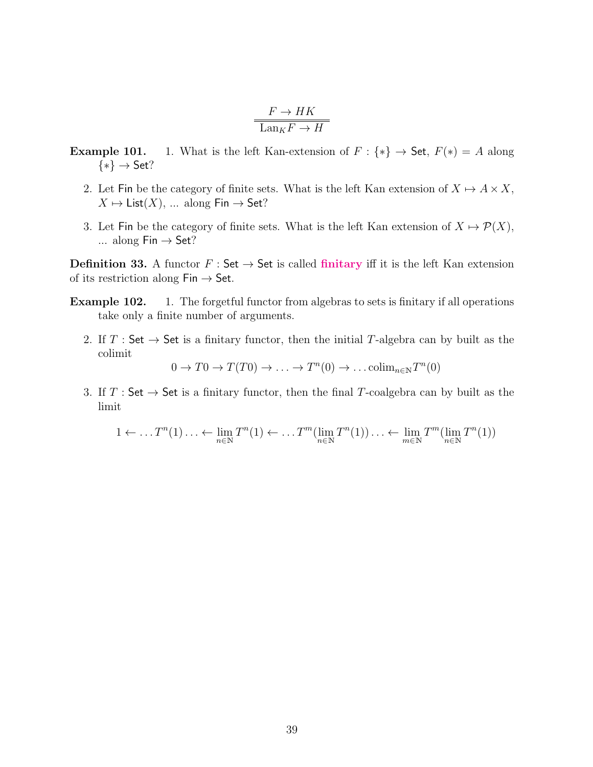$$\frac{F \to HK}{\overline{\mathrm{Lan}_K F \to H}}$$

**Example 101.**

1. What is the left Kan-extension of $F : \{*\} \to \mathsf{Set}$, $F(*) = A$ along $\{*\} \to \mathsf{Set}$?
2. Let $\mathsf{Fin}$ be the category of finite sets. What is the left Kan extension of $X \mapsto A \times X$, $X \mapsto \mathsf{List}(X)$, ... along $\mathsf{Fin} \to \mathsf{Set}$?
3. Let $\mathsf{Fin}$ be the category of finite sets. What is the left Kan extension of $X \mapsto \mathcal{P}(X)$, ... along $\mathsf{Fin} \to \mathsf{Set}$?

**Definition 33.** A functor $F : \mathsf{Set} \to \mathsf{Set}$ is called **finitary** iff it is the left Kan extension of its restriction along $\mathsf{Fin} \to \mathsf{Set}$.

**Example 102.**

1. The forgetful functor from algebras to sets is finitary if all operations take only a finite number of arguments.
2. If $T : \mathsf{Set} \to \mathsf{Set}$ is a finitary functor, then the initial $T$-algebra can by built as the colimit
$$0 \to T0 \to T(T0) \to \ldots \to T^n(0) \to \ldots \mathrm{colim}_{n\in\mathbb{N}} T^n(0)$$
3. If $T : \mathsf{Set} \to \mathsf{Set}$ is a finitary functor, then the final $T$-coalgebra can by built as the limit
$$1 \leftarrow \ldots T^n(1) \ldots \leftarrow \lim_{n\in\mathbb{N}} T^n(1) \leftarrow \ldots T^m(\lim_{n\in\mathbb{N}} T^n(1)) \ldots \leftarrow \lim_{m\in\mathbb{N}} T^m(\lim_{n\in\mathbb{N}} T^n(1))$$